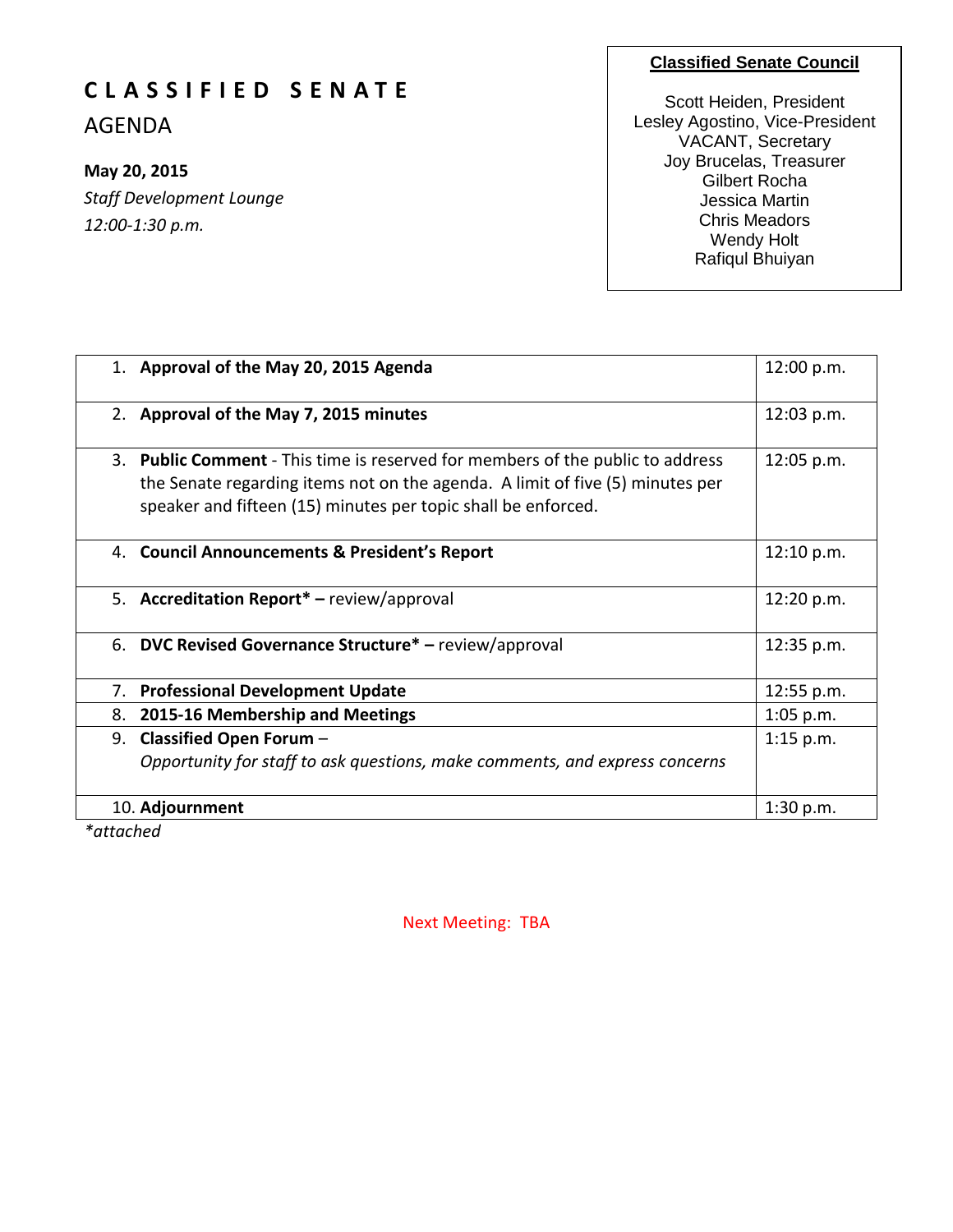# CLASSIFIED SENATE

## AGENDA

**May 20, 2015**

*Staff Development Lounge*

*12:00-1:30 p.m.*

**Classified Senate Council**

Scott Heiden, President
Lesley Agostino, Vice-President
VACANT, Secretary
Joy Brucelas, Treasurer
Gilbert Rocha
Jessica Martin
Chris Meadors
Wendy Holt
Rafiqul Bhuiyan

| Item | Time |
|---|---|
| 1. **Approval of the May 20, 2015 Agenda** | 12:00 p.m. |
| 2. **Approval of the May 7, 2015 minutes** | 12:03 p.m. |
| 3. **Public Comment** - This time is reserved for members of the public to address the Senate regarding items not on the agenda. A limit of five (5) minutes per speaker and fifteen (15) minutes per topic shall be enforced. | 12:05 p.m. |
| 4. **Council Announcements & President's Report** | 12:10 p.m. |
| 5. **Accreditation Report\* –** review/approval | 12:20 p.m. |
| 6. **DVC Revised Governance Structure\* –** review/approval | 12:35 p.m. |
| 7. **Professional Development Update** | 12:55 p.m. |
| 8. **2015-16 Membership and Meetings** | 1:05 p.m. |
| 9. **Classified Open Forum** – *Opportunity for staff to ask questions, make comments, and express concerns* | 1:15 p.m. |
| 10. **Adjournment** | 1:30 p.m. |

*\*attached*

Next Meeting: TBA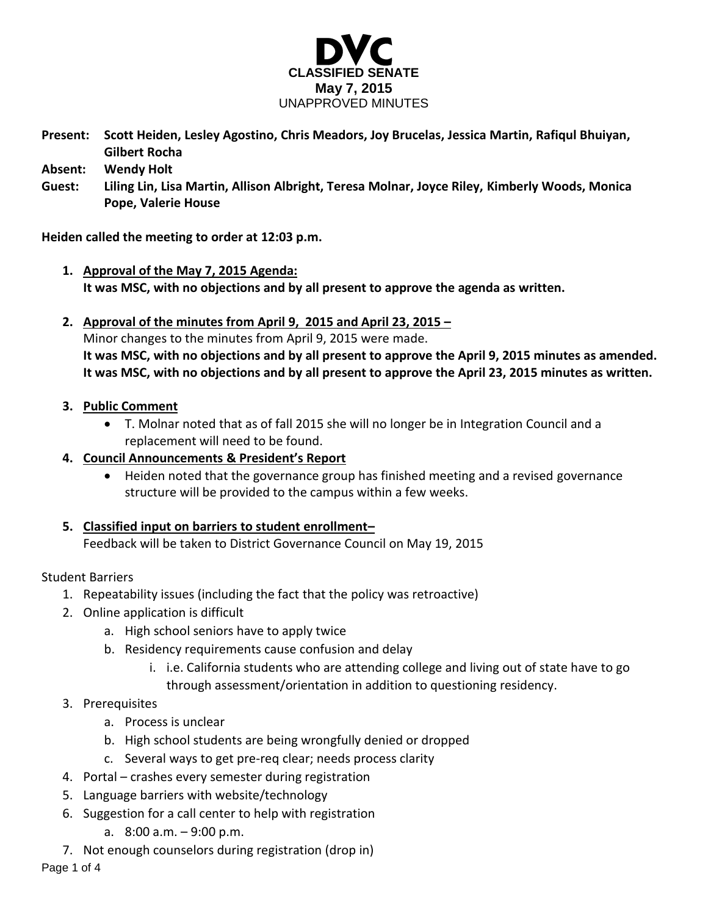# DVC

**CLASSIFIED SENATE**
**May 7, 2015**
UNAPPROVED MINUTES

**Present:** **Scott Heiden, Lesley Agostino, Chris Meadors, Joy Brucelas, Jessica Martin, Rafiqul Bhuiyan, Gilbert Rocha**

**Absent:** **Wendy Holt**

**Guest:** **Liling Lin, Lisa Martin, Allison Albright, Teresa Molnar, Joyce Riley, Kimberly Woods, Monica Pope, Valerie House**

**Heiden called the meeting to order at 12:03 p.m.**

1. **Approval of the May 7, 2015 Agenda:**
   **It was MSC, with no objections and by all present to approve the agenda as written.**

2. **Approval of the minutes from April 9, 2015 and April 23, 2015 –**
   Minor changes to the minutes from April 9, 2015 were made.
   **It was MSC, with no objections and by all present to approve the April 9, 2015 minutes as amended.**
   **It was MSC, with no objections and by all present to approve the April 23, 2015 minutes as written.**

3. **Public Comment**
   - T. Molnar noted that as of fall 2015 she will no longer be in Integration Council and a replacement will need to be found.

4. **Council Announcements & President's Report**
   - Heiden noted that the governance group has finished meeting and a revised governance structure will be provided to the campus within a few weeks.

5. **Classified input on barriers to student enrollment–**
   Feedback will be taken to District Governance Council on May 19, 2015

Student Barriers

1. Repeatability issues (including the fact that the policy was retroactive)
2. Online application is difficult
   a. High school seniors have to apply twice
   b. Residency requirements cause confusion and delay
      i. i.e. California students who are attending college and living out of state have to go through assessment/orientation in addition to questioning residency.
3. Prerequisites
   a. Process is unclear
   b. High school students are being wrongfully denied or dropped
   c. Several ways to get pre-req clear; needs process clarity
4. Portal – crashes every semester during registration
5. Language barriers with website/technology
6. Suggestion for a call center to help with registration
   a. 8:00 a.m. – 9:00 p.m.
7. Not enough counselors during registration (drop in)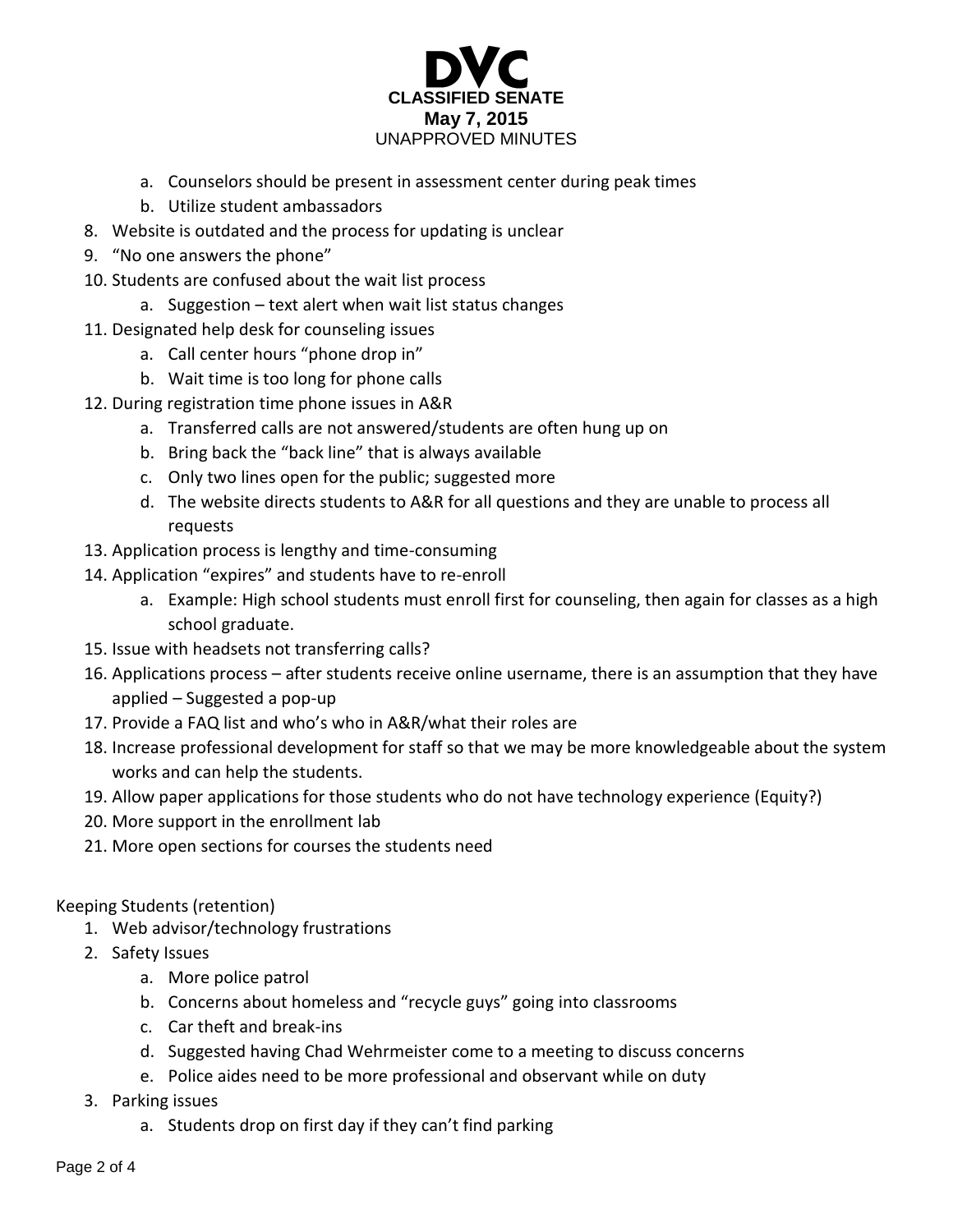a. Counselors should be present in assessment center during peak times
   b. Utilize student ambassadors
8. Website is outdated and the process for updating is unclear
9. "No one answers the phone"
10. Students are confused about the wait list process
    a. Suggestion – text alert when wait list status changes
11. Designated help desk for counseling issues
    a. Call center hours "phone drop in"
    b. Wait time is too long for phone calls
12. During registration time phone issues in A&R
    a. Transferred calls are not answered/students are often hung up on
    b. Bring back the "back line" that is always available
    c. Only two lines open for the public; suggested more
    d. The website directs students to A&R for all questions and they are unable to process all requests
13. Application process is lengthy and time-consuming
14. Application "expires" and students have to re-enroll
    a. Example: High school students must enroll first for counseling, then again for classes as a high school graduate.
15. Issue with headsets not transferring calls?
16. Applications process – after students receive online username, there is an assumption that they have applied – Suggested a pop-up
17. Provide a FAQ list and who's who in A&R/what their roles are
18. Increase professional development for staff so that we may be more knowledgeable about the system works and can help the students.
19. Allow paper applications for those students who do not have technology experience (Equity?)
20. More support in the enrollment lab
21. More open sections for courses the students need

Keeping Students (retention)

1. Web advisor/technology frustrations
2. Safety Issues
   a. More police patrol
   b. Concerns about homeless and "recycle guys" going into classrooms
   c. Car theft and break-ins
   d. Suggested having Chad Wehrmeister come to a meeting to discuss concerns
   e. Police aides need to be more professional and observant while on duty
3. Parking issues
   a. Students drop on first day if they can't find parking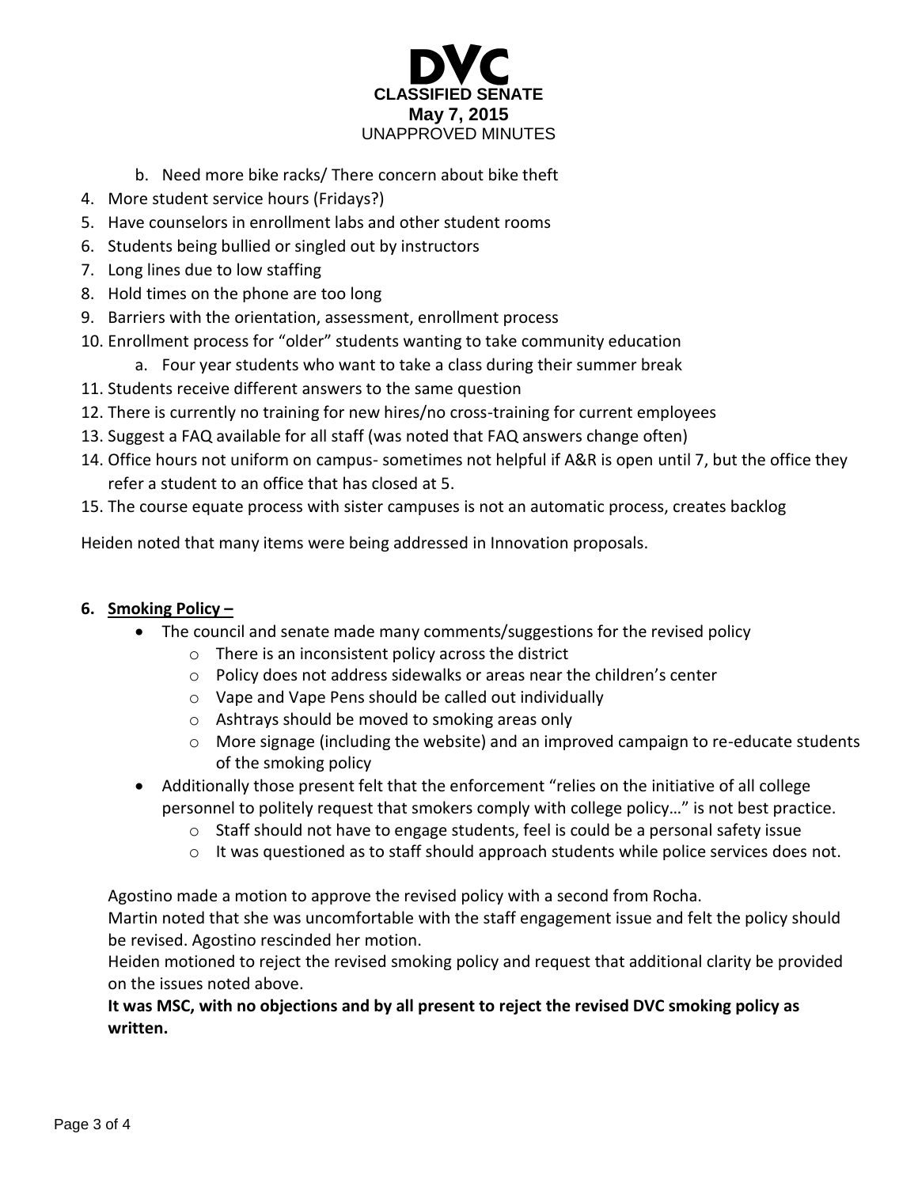b. Need more bike racks/ There concern about bike theft

4. More student service hours (Fridays?)
5. Have counselors in enrollment labs and other student rooms
6. Students being bullied or singled out by instructors
7. Long lines due to low staffing
8. Hold times on the phone are too long
9. Barriers with the orientation, assessment, enrollment process
10. Enrollment process for "older" students wanting to take community education
    a. Four year students who want to take a class during their summer break
11. Students receive different answers to the same question
12. There is currently no training for new hires/no cross-training for current employees
13. Suggest a FAQ available for all staff (was noted that FAQ answers change often)
14. Office hours not uniform on campus- sometimes not helpful if A&R is open until 7, but the office they refer a student to an office that has closed at 5.
15. The course equate process with sister campuses is not an automatic process, creates backlog

Heiden noted that many items were being addressed in Innovation proposals.

**6. Smoking Policy –**

- The council and senate made many comments/suggestions for the revised policy
    - There is an inconsistent policy across the district
    - Policy does not address sidewalks or areas near the children's center
    - Vape and Vape Pens should be called out individually
    - Ashtrays should be moved to smoking areas only
    - More signage (including the website) and an improved campaign to re-educate students of the smoking policy
- Additionally those present felt that the enforcement "relies on the initiative of all college personnel to politely request that smokers comply with college policy…" is not best practice.
    - Staff should not have to engage students, feel is could be a personal safety issue
    - It was questioned as to staff should approach students while police services does not.

Agostino made a motion to approve the revised policy with a second from Rocha.
Martin noted that she was uncomfortable with the staff engagement issue and felt the policy should be revised. Agostino rescinded her motion.
Heiden motioned to reject the revised smoking policy and request that additional clarity be provided on the issues noted above.
**It was MSC, with no objections and by all present to reject the revised DVC smoking policy as written.**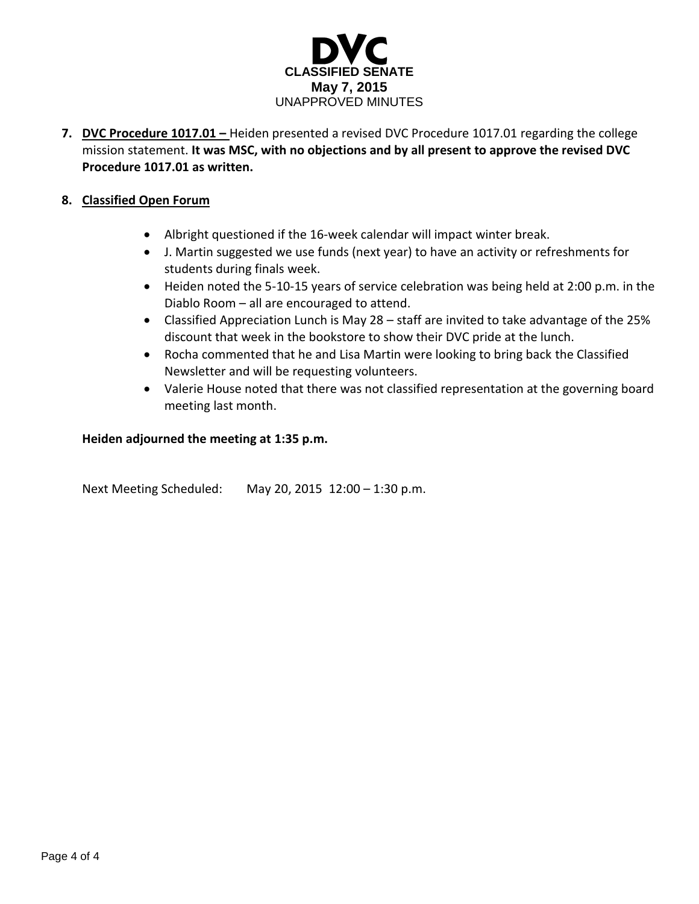7. **DVC Procedure 1017.01 –** Heiden presented a revised DVC Procedure 1017.01 regarding the college mission statement. **It was MSC, with no objections and by all present to approve the revised DVC Procedure 1017.01 as written.**

8. **Classified Open Forum**

   - Albright questioned if the 16-week calendar will impact winter break.
   - J. Martin suggested we use funds (next year) to have an activity or refreshments for students during finals week.
   - Heiden noted the 5-10-15 years of service celebration was being held at 2:00 p.m. in the Diablo Room – all are encouraged to attend.
   - Classified Appreciation Lunch is May 28 – staff are invited to take advantage of the 25% discount that week in the bookstore to show their DVC pride at the lunch.
   - Rocha commented that he and Lisa Martin were looking to bring back the Classified Newsletter and will be requesting volunteers.
   - Valerie House noted that there was not classified representation at the governing board meeting last month.

**Heiden adjourned the meeting at 1:35 p.m.**

Next Meeting Scheduled: May 20, 2015 12:00 – 1:30 p.m.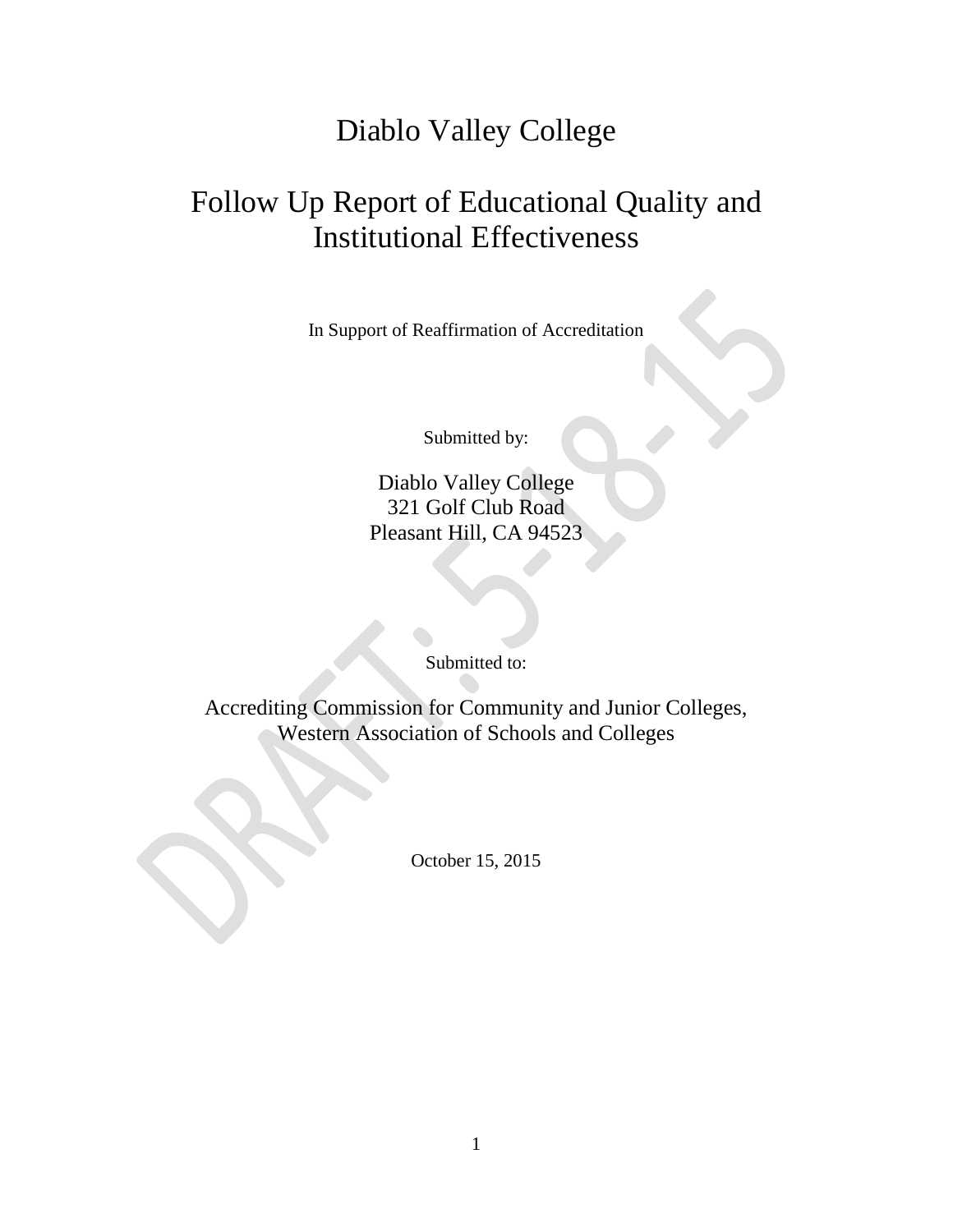# Diablo Valley College

# Follow Up Report of Educational Quality and Institutional Effectiveness

In Support of Reaffirmation of Accreditation

Submitted by:

Diablo Valley College
321 Golf Club Road
Pleasant Hill, CA 94523

Submitted to:

Accrediting Commission for Community and Junior Colleges,
Western Association of Schools and Colleges

October 15, 2015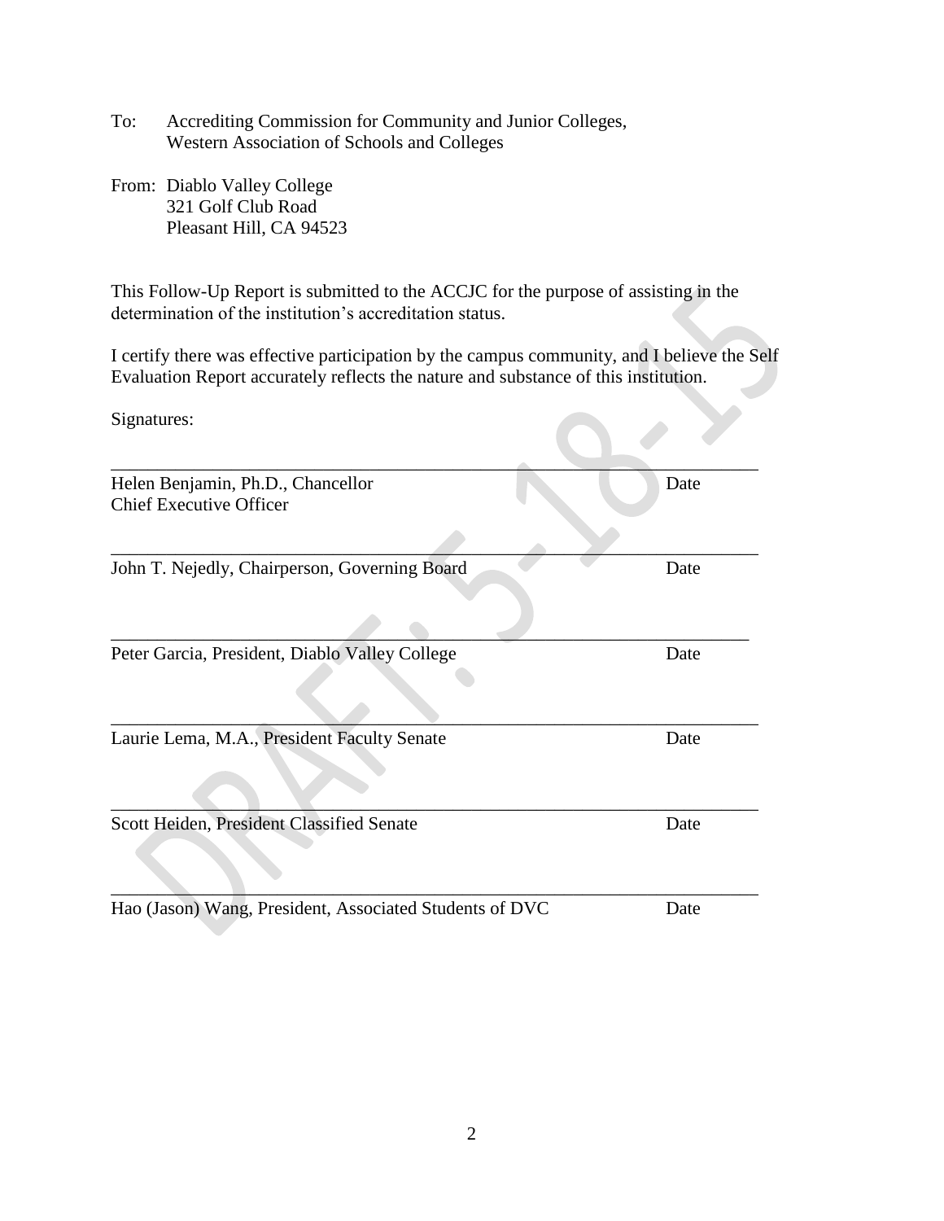To: Accrediting Commission for Community and Junior Colleges,
Western Association of Schools and Colleges

From: Diablo Valley College
321 Golf Club Road
Pleasant Hill, CA 94523

This Follow-Up Report is submitted to the ACCJC for the purpose of assisting in the determination of the institution's accreditation status.

I certify there was effective participation by the campus community, and I believe the Self Evaluation Report accurately reflects the nature and substance of this institution.

Signatures:

________________________________________________________________

Helen Benjamin, Ph.D., Chancellor — Date
Chief Executive Officer

________________________________________________________________

John T. Nejedly, Chairperson, Governing Board — Date

________________________________________________________________

Peter Garcia, President, Diablo Valley College — Date

________________________________________________________________

Laurie Lema, M.A., President Faculty Senate — Date

________________________________________________________________

Scott Heiden, President Classified Senate — Date

________________________________________________________________

Hao (Jason) Wang, President, Associated Students of DVC — Date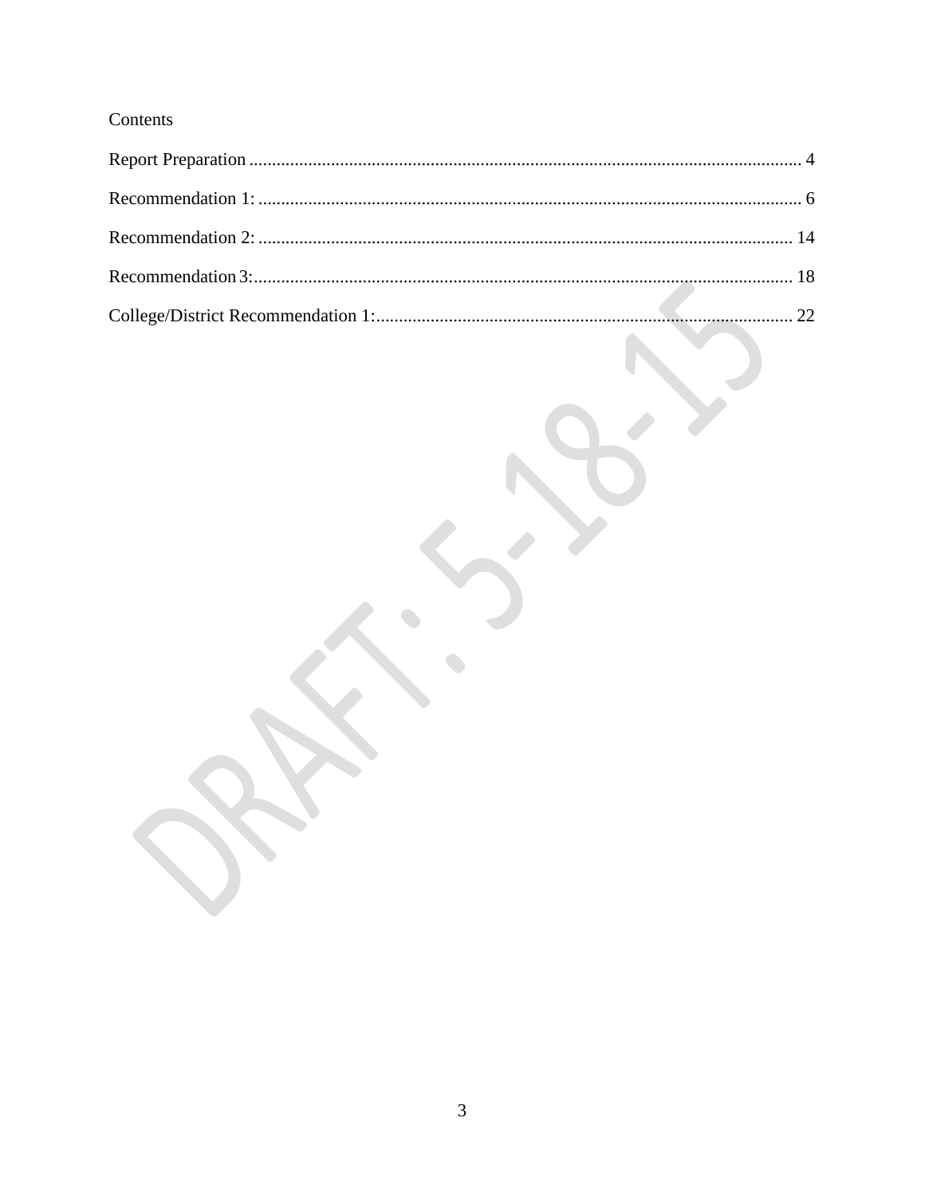Contents

Report Preparation ........................................................................................................................ 4

Recommendation 1: ...................................................................................................................... 6

Recommendation 2: .................................................................................................................... 14

Recommendation 3:..................................................................................................................... 18

College/District Recommendation 1:........................................................................................... 22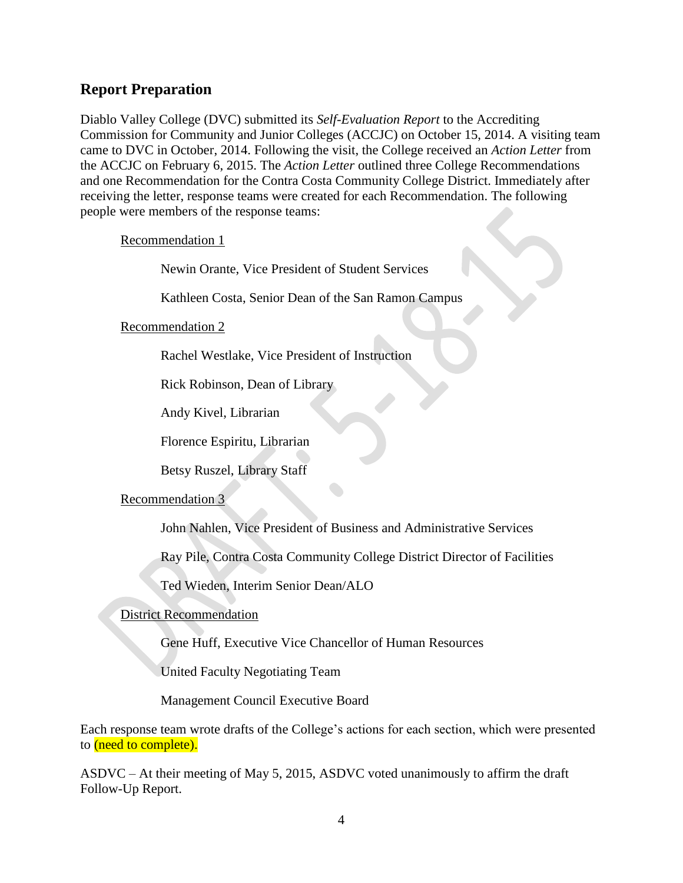## Report Preparation

Diablo Valley College (DVC) submitted its *Self-Evaluation Report* to the Accrediting Commission for Community and Junior Colleges (ACCJC) on October 15, 2014. A visiting team came to DVC in October, 2014. Following the visit, the College received an *Action Letter* from the ACCJC on February 6, 2015. The *Action Letter* outlined three College Recommendations and one Recommendation for the Contra Costa Community College District. Immediately after receiving the letter, response teams were created for each Recommendation. The following people were members of the response teams:

Recommendation 1

Newin Orante, Vice President of Student Services

Kathleen Costa, Senior Dean of the San Ramon Campus

Recommendation 2

Rachel Westlake, Vice President of Instruction

Rick Robinson, Dean of Library

Andy Kivel, Librarian

Florence Espiritu, Librarian

Betsy Ruszel, Library Staff

Recommendation 3

John Nahlen, Vice President of Business and Administrative Services

Ray Pile, Contra Costa Community College District Director of Facilities

Ted Wieden, Interim Senior Dean/ALO

District Recommendation

Gene Huff, Executive Vice Chancellor of Human Resources

United Faculty Negotiating Team

Management Council Executive Board

Each response team wrote drafts of the College's actions for each section, which were presented to (need to complete).

ASDVC – At their meeting of May 5, 2015, ASDVC voted unanimously to affirm the draft Follow-Up Report.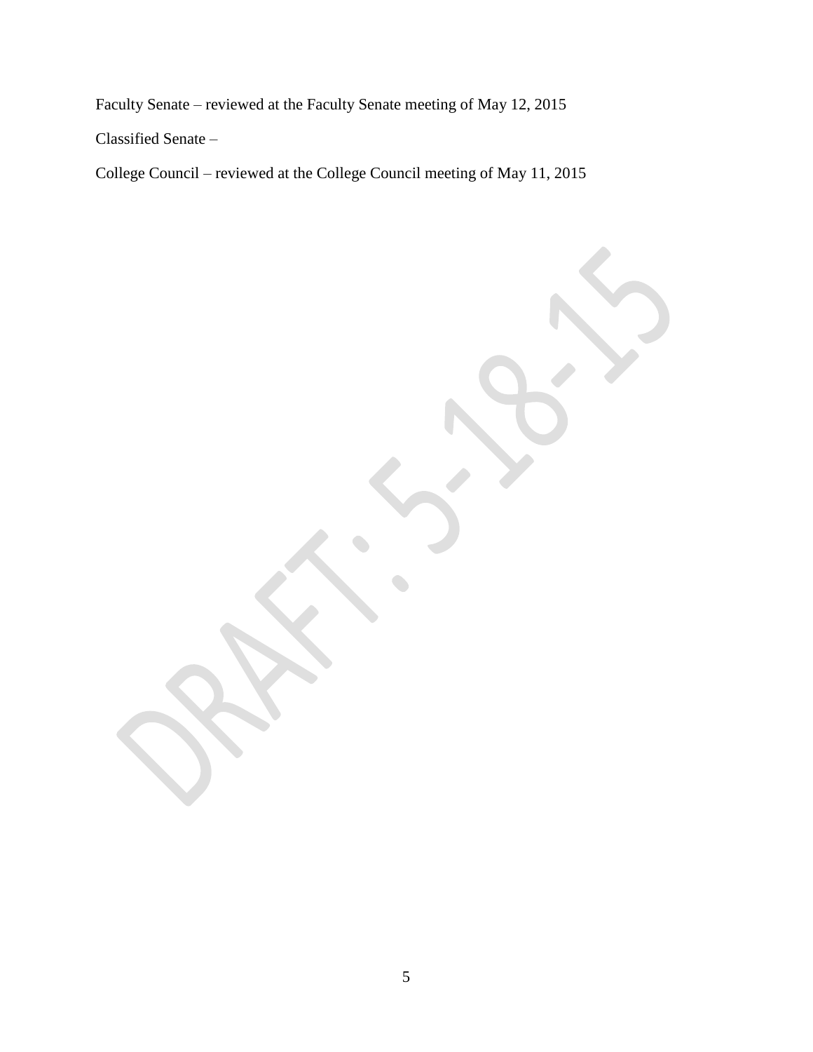Faculty Senate – reviewed at the Faculty Senate meeting of May 12, 2015

Classified Senate –

College Council – reviewed at the College Council meeting of May 11, 2015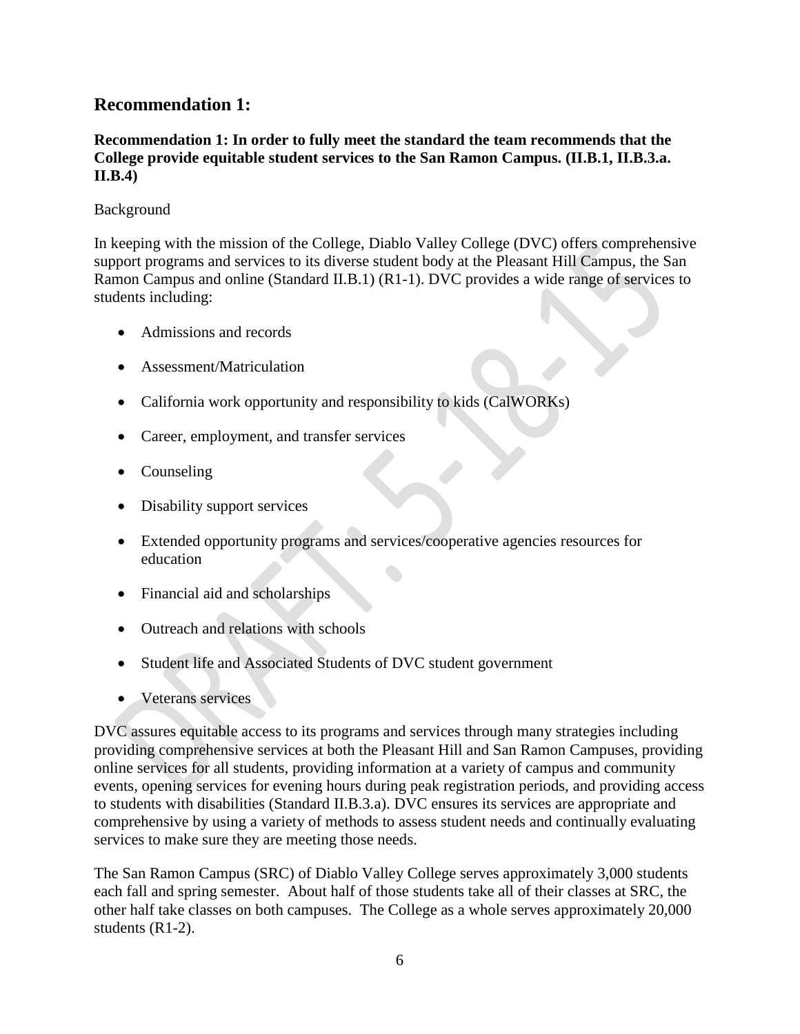## Recommendation 1:

**Recommendation 1: In order to fully meet the standard the team recommends that the College provide equitable student services to the San Ramon Campus. (II.B.1, II.B.3.a. II.B.4)**

Background

In keeping with the mission of the College, Diablo Valley College (DVC) offers comprehensive support programs and services to its diverse student body at the Pleasant Hill Campus, the San Ramon Campus and online (Standard II.B.1) (R1-1). DVC provides a wide range of services to students including:

- Admissions and records
- Assessment/Matriculation
- California work opportunity and responsibility to kids (CalWORKs)
- Career, employment, and transfer services
- Counseling
- Disability support services
- Extended opportunity programs and services/cooperative agencies resources for education
- Financial aid and scholarships
- Outreach and relations with schools
- Student life and Associated Students of DVC student government
- Veterans services

DVC assures equitable access to its programs and services through many strategies including providing comprehensive services at both the Pleasant Hill and San Ramon Campuses, providing online services for all students, providing information at a variety of campus and community events, opening services for evening hours during peak registration periods, and providing access to students with disabilities (Standard II.B.3.a). DVC ensures its services are appropriate and comprehensive by using a variety of methods to assess student needs and continually evaluating services to make sure they are meeting those needs.

The San Ramon Campus (SRC) of Diablo Valley College serves approximately 3,000 students each fall and spring semester. About half of those students take all of their classes at SRC, the other half take classes on both campuses. The College as a whole serves approximately 20,000 students (R1-2).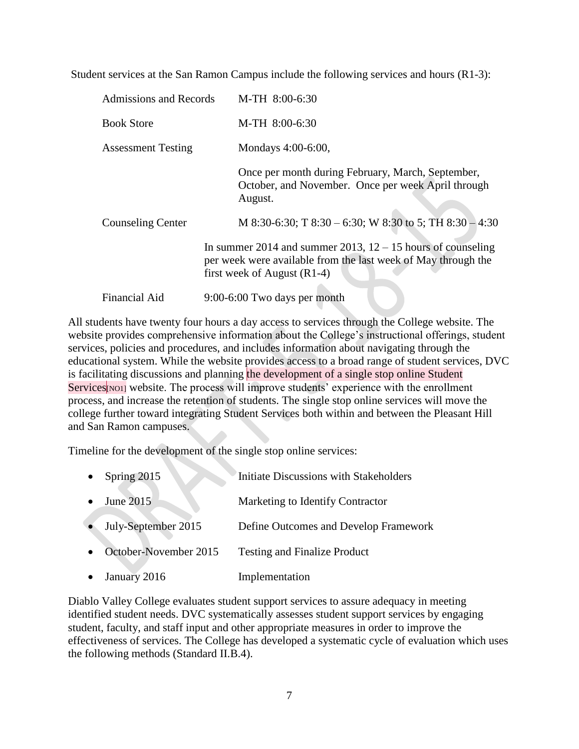Student services at the San Ramon Campus include the following services and hours (R1-3):

| | |
|---|---|
| Admissions and Records | M-TH 8:00-6:30 |
| Book Store | M-TH 8:00-6:30 |
| Assessment Testing | Mondays 4:00-6:00,<br>Once per month during February, March, September, October, and November. Once per week April through August. |
| Counseling Center | M 8:30-6:30; T 8:30 – 6:30; W 8:30 to 5; TH 8:30 – 4:30<br>In summer 2014 and summer 2013, 12 – 15 hours of counseling per week were available from the last week of May through the first week of August (R1-4) |
| Financial Aid | 9:00-6:00 Two days per month |

All students have twenty four hours a day access to services through the College website. The website provides comprehensive information about the College's instructional offerings, student services, policies and procedures, and includes information about navigating through the educational system. While the website provides access to a broad range of student services, DVC is facilitating discussions and planning the development of a single stop online Student Services[NO1] website. The process will improve students' experience with the enrollment process, and increase the retention of students. The single stop online services will move the college further toward integrating Student Services both within and between the Pleasant Hill and San Ramon campuses.

Timeline for the development of the single stop online services:

- Spring 2015 — Initiate Discussions with Stakeholders
- June 2015 — Marketing to Identify Contractor
- July-September 2015 — Define Outcomes and Develop Framework
- October-November 2015 — Testing and Finalize Product
- January 2016 — Implementation

Diablo Valley College evaluates student support services to assure adequacy in meeting identified student needs. DVC systematically assesses student support services by engaging student, faculty, and staff input and other appropriate measures in order to improve the effectiveness of services. The College has developed a systematic cycle of evaluation which uses the following methods (Standard II.B.4).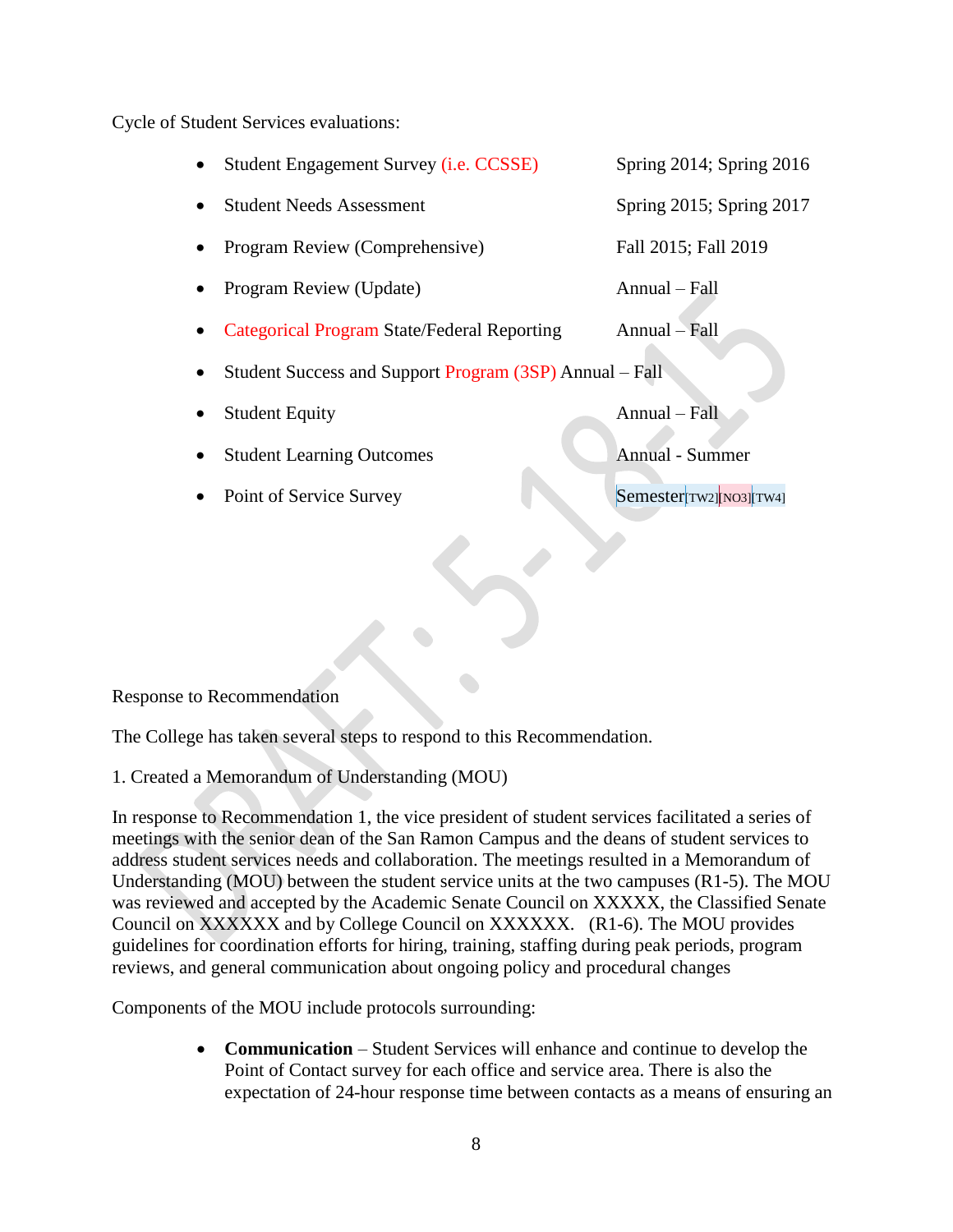Cycle of Student Services evaluations:

- Student Engagement Survey (i.e. CCSSE) Spring 2014; Spring 2016
- Student Needs Assessment Spring 2015; Spring 2017
- Program Review (Comprehensive) Fall 2015; Fall 2019
- Program Review (Update) Annual – Fall
- Categorical Program State/Federal Reporting Annual – Fall
- Student Success and Support Program (3SP) Annual – Fall
- Student Equity Annual – Fall
- Student Learning Outcomes Annual - Summer
- Point of Service Survey Semester[TW2][NO3][TW4]

Response to Recommendation

The College has taken several steps to respond to this Recommendation.

1. Created a Memorandum of Understanding (MOU)

In response to Recommendation 1, the vice president of student services facilitated a series of meetings with the senior dean of the San Ramon Campus and the deans of student services to address student services needs and collaboration. The meetings resulted in a Memorandum of Understanding (MOU) between the student service units at the two campuses (R1-5). The MOU was reviewed and accepted by the Academic Senate Council on XXXXX, the Classified Senate Council on XXXXXX and by College Council on XXXXXX. (R1-6). The MOU provides guidelines for coordination efforts for hiring, training, staffing during peak periods, program reviews, and general communication about ongoing policy and procedural changes

Components of the MOU include protocols surrounding:

- **Communication** – Student Services will enhance and continue to develop the Point of Contact survey for each office and service area. There is also the expectation of 24-hour response time between contacts as a means of ensuring an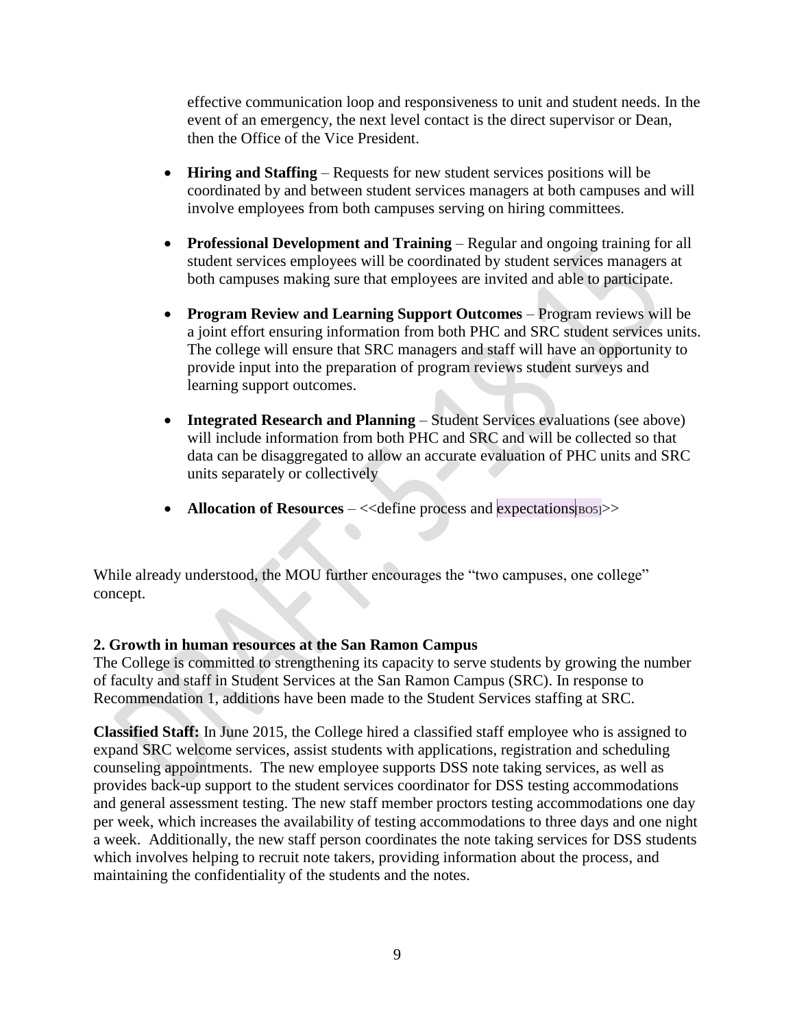effective communication loop and responsiveness to unit and student needs. In the event of an emergency, the next level contact is the direct supervisor or Dean, then the Office of the Vice President.

- **Hiring and Staffing** – Requests for new student services positions will be coordinated by and between student services managers at both campuses and will involve employees from both campuses serving on hiring committees.

- **Professional Development and Training** – Regular and ongoing training for all student services employees will be coordinated by student services managers at both campuses making sure that employees are invited and able to participate.

- **Program Review and Learning Support Outcomes** – Program reviews will be a joint effort ensuring information from both PHC and SRC student services units. The college will ensure that SRC managers and staff will have an opportunity to provide input into the preparation of program reviews student surveys and learning support outcomes.

- **Integrated Research and Planning** – Student Services evaluations (see above) will include information from both PHC and SRC and will be collected so that data can be disaggregated to allow an accurate evaluation of PHC units and SRC units separately or collectively

- **Allocation of Resources** – <<define process and expectations[BO5]>>

While already understood, the MOU further encourages the "two campuses, one college" concept.

**2. Growth in human resources at the San Ramon Campus**

The College is committed to strengthening its capacity to serve students by growing the number of faculty and staff in Student Services at the San Ramon Campus (SRC). In response to Recommendation 1, additions have been made to the Student Services staffing at SRC.

**Classified Staff:** In June 2015, the College hired a classified staff employee who is assigned to expand SRC welcome services, assist students with applications, registration and scheduling counseling appointments. The new employee supports DSS note taking services, as well as provides back-up support to the student services coordinator for DSS testing accommodations and general assessment testing. The new staff member proctors testing accommodations one day per week, which increases the availability of testing accommodations to three days and one night a week. Additionally, the new staff person coordinates the note taking services for DSS students which involves helping to recruit note takers, providing information about the process, and maintaining the confidentiality of the students and the notes.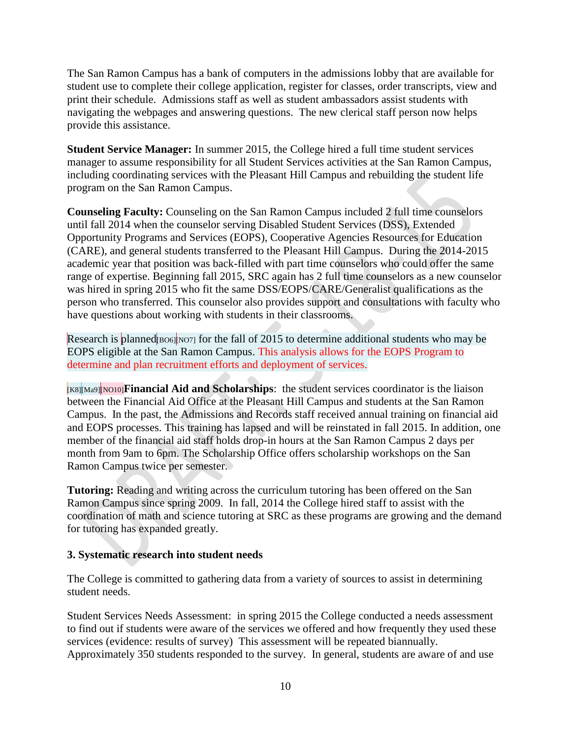The San Ramon Campus has a bank of computers in the admissions lobby that are available for student use to complete their college application, register for classes, order transcripts, view and print their schedule. Admissions staff as well as student ambassadors assist students with navigating the webpages and answering questions. The new clerical staff person now helps provide this assistance.

**Student Service Manager:** In summer 2015, the College hired a full time student services manager to assume responsibility for all Student Services activities at the San Ramon Campus, including coordinating services with the Pleasant Hill Campus and rebuilding the student life program on the San Ramon Campus.

**Counseling Faculty:** Counseling on the San Ramon Campus included 2 full time counselors until fall 2014 when the counselor serving Disabled Student Services (DSS), Extended Opportunity Programs and Services (EOPS), Cooperative Agencies Resources for Education (CARE), and general students transferred to the Pleasant Hill Campus. During the 2014-2015 academic year that position was back-filled with part time counselors who could offer the same range of expertise. Beginning fall 2015, SRC again has 2 full time counselors as a new counselor was hired in spring 2015 who fit the same DSS/EOPS/CARE/Generalist qualifications as the person who transferred. This counselor also provides support and consultations with faculty who have questions about working with students in their classrooms.

Research is planned[BO6][NO7] for the fall of 2015 to determine additional students who may be EOPS eligible at the San Ramon Campus. This analysis allows for the EOPS Program to determine and plan recruitment efforts and deployment of services.

[K8][Ma9][NO10]**Financial Aid and Scholarships**: the student services coordinator is the liaison between the Financial Aid Office at the Pleasant Hill Campus and students at the San Ramon Campus. In the past, the Admissions and Records staff received annual training on financial aid and EOPS processes. This training has lapsed and will be reinstated in fall 2015. In addition, one member of the financial aid staff holds drop-in hours at the San Ramon Campus 2 days per month from 9am to 6pm. The Scholarship Office offers scholarship workshops on the San Ramon Campus twice per semester.

**Tutoring:** Reading and writing across the curriculum tutoring has been offered on the San Ramon Campus since spring 2009. In fall, 2014 the College hired staff to assist with the coordination of math and science tutoring at SRC as these programs are growing and the demand for tutoring has expanded greatly.

### 3. Systematic research into student needs

The College is committed to gathering data from a variety of sources to assist in determining student needs.

Student Services Needs Assessment: in spring 2015 the College conducted a needs assessment to find out if students were aware of the services we offered and how frequently they used these services (evidence: results of survey) This assessment will be repeated biannually. Approximately 350 students responded to the survey. In general, students are aware of and use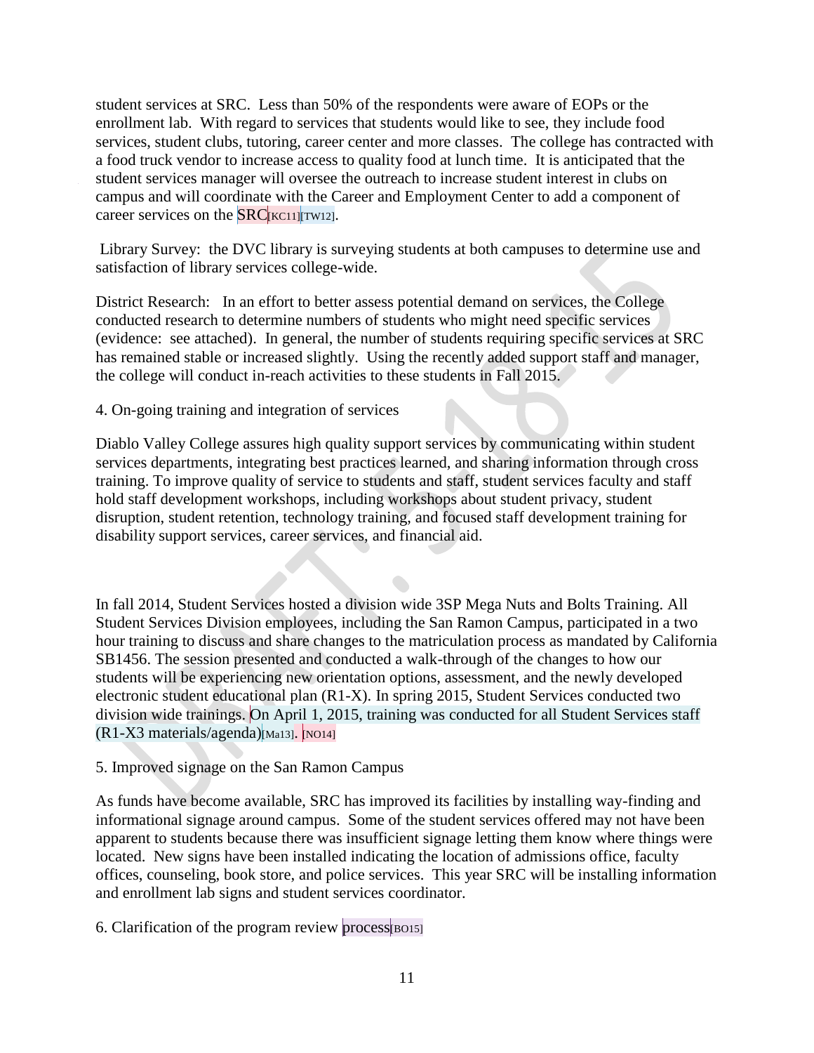student services at SRC. Less than 50% of the respondents were aware of EOPs or the enrollment lab. With regard to services that students would like to see, they include food services, student clubs, tutoring, career center and more classes. The college has contracted with a food truck vendor to increase access to quality food at lunch time. It is anticipated that the student services manager will oversee the outreach to increase student interest in clubs on campus and will coordinate with the Career and Employment Center to add a component of career services on the SRC[KC11][TW12].

Library Survey: the DVC library is surveying students at both campuses to determine use and satisfaction of library services college-wide.

District Research: In an effort to better assess potential demand on services, the College conducted research to determine numbers of students who might need specific services (evidence: see attached). In general, the number of students requiring specific services at SRC has remained stable or increased slightly. Using the recently added support staff and manager, the college will conduct in-reach activities to these students in Fall 2015.

4. On-going training and integration of services

Diablo Valley College assures high quality support services by communicating within student services departments, integrating best practices learned, and sharing information through cross training. To improve quality of service to students and staff, student services faculty and staff hold staff development workshops, including workshops about student privacy, student disruption, student retention, technology training, and focused staff development training for disability support services, career services, and financial aid.

In fall 2014, Student Services hosted a division wide 3SP Mega Nuts and Bolts Training. All Student Services Division employees, including the San Ramon Campus, participated in a two hour training to discuss and share changes to the matriculation process as mandated by California SB1456. The session presented and conducted a walk-through of the changes to how our students will be experiencing new orientation options, assessment, and the newly developed electronic student educational plan (R1-X). In spring 2015, Student Services conducted two division wide trainings. On April 1, 2015, training was conducted for all Student Services staff (R1-X3 materials/agenda)[Ma13]. [NO14]

5. Improved signage on the San Ramon Campus

As funds have become available, SRC has improved its facilities by installing way-finding and informational signage around campus. Some of the student services offered may not have been apparent to students because there was insufficient signage letting them know where things were located. New signs have been installed indicating the location of admissions office, faculty offices, counseling, book store, and police services. This year SRC will be installing information and enrollment lab signs and student services coordinator.

6. Clarification of the program review process[BO15]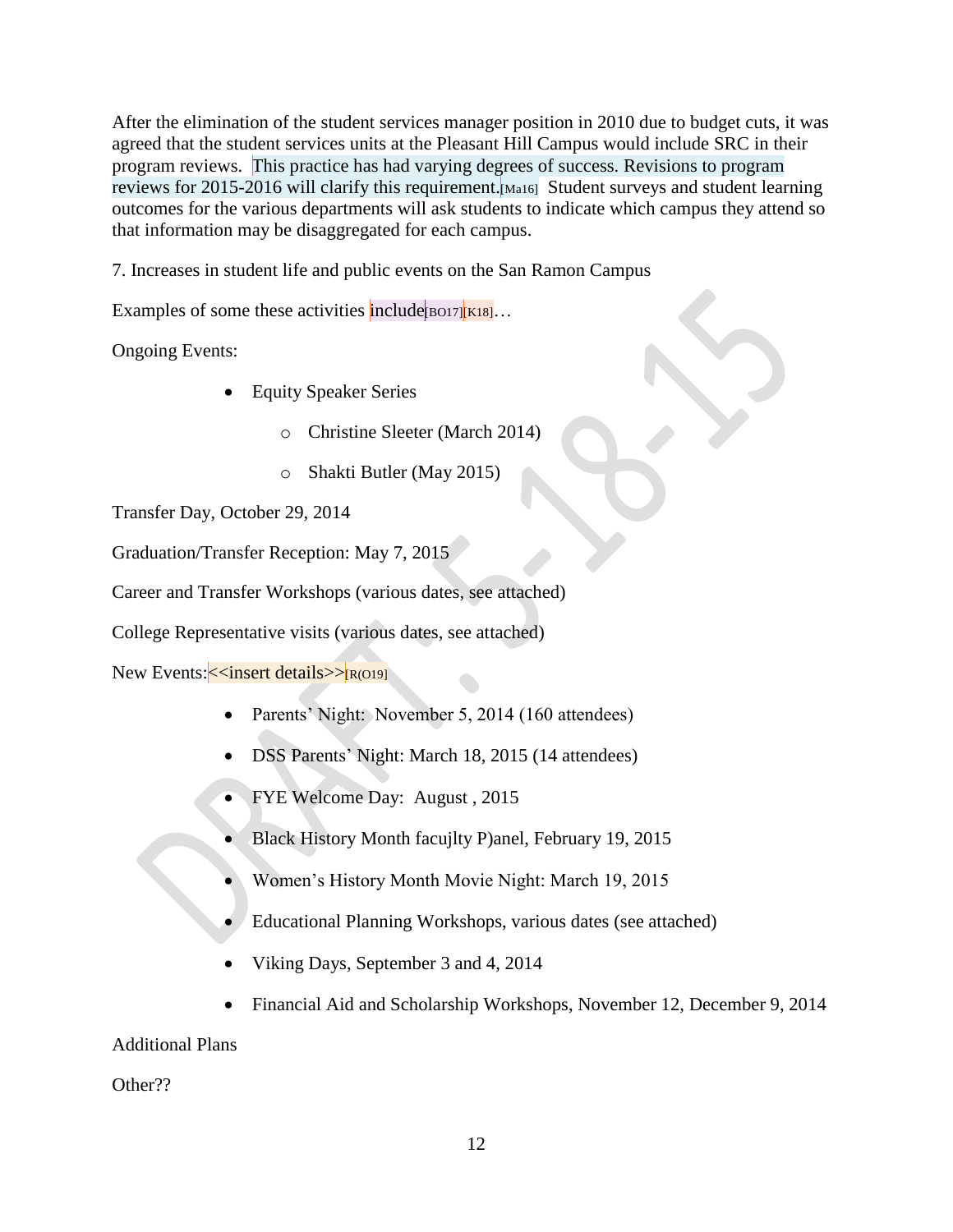After the elimination of the student services manager position in 2010 due to budget cuts, it was agreed that the student services units at the Pleasant Hill Campus would include SRC in their program reviews. This practice has had varying degrees of success. Revisions to program reviews for 2015-2016 will clarify this requirement.[Ma16] Student surveys and student learning outcomes for the various departments will ask students to indicate which campus they attend so that information may be disaggregated for each campus.

7. Increases in student life and public events on the San Ramon Campus

Examples of some these activities include[BO17][K18]…

Ongoing Events:

- Equity Speaker Series
  - Christine Sleeter (March 2014)
  - Shakti Butler (May 2015)

Transfer Day, October 29, 2014

Graduation/Transfer Reception: May 7, 2015

Career and Transfer Workshops (various dates, see attached)

College Representative visits (various dates, see attached)

New Events:<<insert details>>[R(O19]

- Parents' Night: November 5, 2014 (160 attendees)
- DSS Parents' Night: March 18, 2015 (14 attendees)
- FYE Welcome Day: August , 2015
- Black History Month facujlty P)anel, February 19, 2015
- Women's History Month Movie Night: March 19, 2015
- Educational Planning Workshops, various dates (see attached)
- Viking Days, September 3 and 4, 2014
- Financial Aid and Scholarship Workshops, November 12, December 9, 2014

Additional Plans

Other??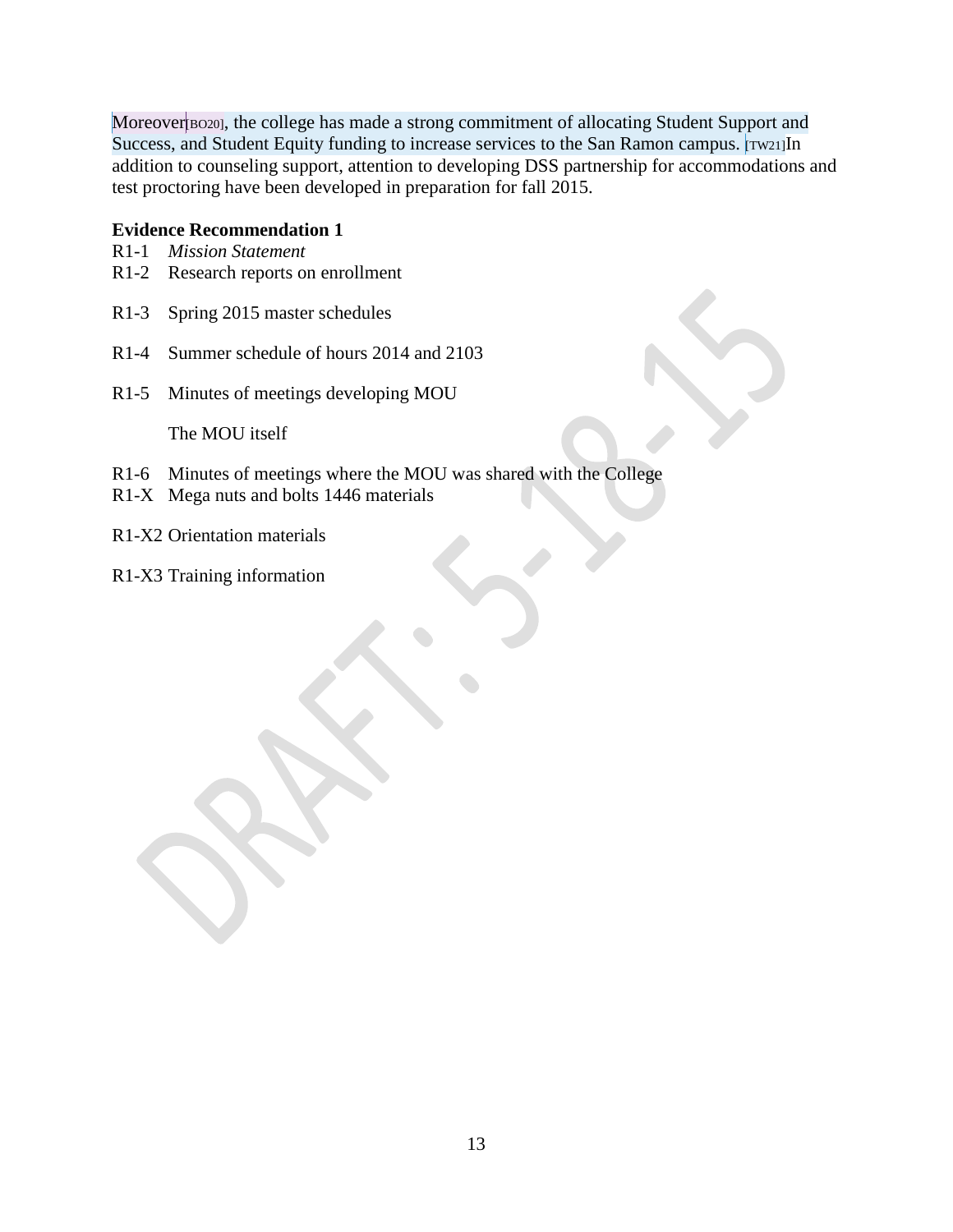Moreover[BO20], the college has made a strong commitment of allocating Student Support and Success, and Student Equity funding to increase services to the San Ramon campus. [TW21]In addition to counseling support, attention to developing DSS partnership for accommodations and test proctoring have been developed in preparation for fall 2015.

**Evidence Recommendation 1**

R1-1 *Mission Statement*
R1-2 Research reports on enrollment

R1-3 Spring 2015 master schedules

R1-4 Summer schedule of hours 2014 and 2103

R1-5 Minutes of meetings developing MOU

The MOU itself

R1-6 Minutes of meetings where the MOU was shared with the College
R1-X Mega nuts and bolts 1446 materials

R1-X2 Orientation materials

R1-X3 Training information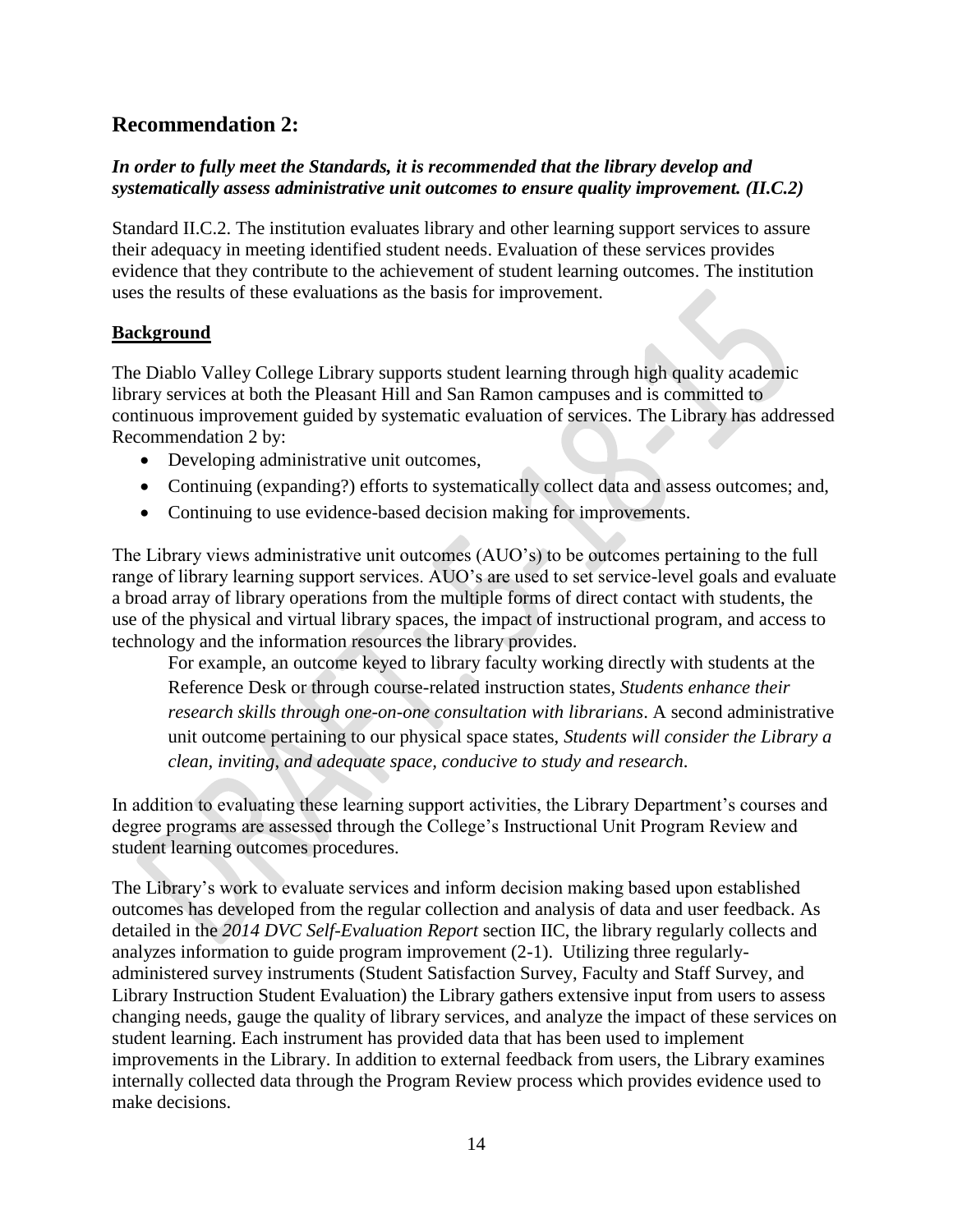## Recommendation 2:

***In order to fully meet the Standards, it is recommended that the library develop and systematically assess administrative unit outcomes to ensure quality improvement. (II.C.2)***

Standard II.C.2. The institution evaluates library and other learning support services to assure their adequacy in meeting identified student needs. Evaluation of these services provides evidence that they contribute to the achievement of student learning outcomes. The institution uses the results of these evaluations as the basis for improvement.

**Background**

The Diablo Valley College Library supports student learning through high quality academic library services at both the Pleasant Hill and San Ramon campuses and is committed to continuous improvement guided by systematic evaluation of services. The Library has addressed Recommendation 2 by:

- Developing administrative unit outcomes,
- Continuing (expanding?) efforts to systematically collect data and assess outcomes; and,
- Continuing to use evidence-based decision making for improvements.

The Library views administrative unit outcomes (AUO's) to be outcomes pertaining to the full range of library learning support services. AUO's are used to set service-level goals and evaluate a broad array of library operations from the multiple forms of direct contact with students, the use of the physical and virtual library spaces, the impact of instructional program, and access to technology and the information resources the library provides.

> For example, an outcome keyed to library faculty working directly with students at the Reference Desk or through course-related instruction states, *Students enhance their research skills through one-on-one consultation with librarians*. A second administrative unit outcome pertaining to our physical space states, *Students will consider the Library a clean, inviting, and adequate space, conducive to study and research*.

In addition to evaluating these learning support activities, the Library Department's courses and degree programs are assessed through the College's Instructional Unit Program Review and student learning outcomes procedures.

The Library's work to evaluate services and inform decision making based upon established outcomes has developed from the regular collection and analysis of data and user feedback. As detailed in the *2014 DVC Self-Evaluation Report* section IIC, the library regularly collects and analyzes information to guide program improvement (2-1). Utilizing three regularly-administered survey instruments (Student Satisfaction Survey, Faculty and Staff Survey, and Library Instruction Student Evaluation) the Library gathers extensive input from users to assess changing needs, gauge the quality of library services, and analyze the impact of these services on student learning. Each instrument has provided data that has been used to implement improvements in the Library. In addition to external feedback from users, the Library examines internally collected data through the Program Review process which provides evidence used to make decisions.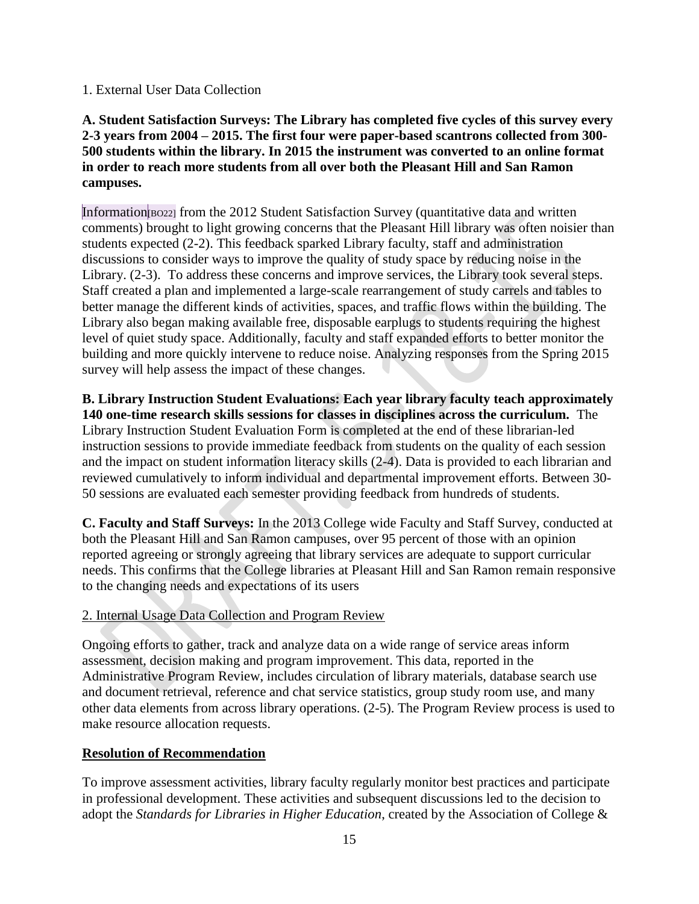1. External User Data Collection

**A. Student Satisfaction Surveys: The Library has completed five cycles of this survey every 2-3 years from 2004 – 2015. The first four were paper-based scantrons collected from 300-500 students within the library. In 2015 the instrument was converted to an online format in order to reach more students from all over both the Pleasant Hill and San Ramon campuses.**

Information[BO22] from the 2012 Student Satisfaction Survey (quantitative data and written comments) brought to light growing concerns that the Pleasant Hill library was often noisier than students expected (2-2). This feedback sparked Library faculty, staff and administration discussions to consider ways to improve the quality of study space by reducing noise in the Library. (2-3). To address these concerns and improve services, the Library took several steps. Staff created a plan and implemented a large-scale rearrangement of study carrels and tables to better manage the different kinds of activities, spaces, and traffic flows within the building. The Library also began making available free, disposable earplugs to students requiring the highest level of quiet study space. Additionally, faculty and staff expanded efforts to better monitor the building and more quickly intervene to reduce noise. Analyzing responses from the Spring 2015 survey will help assess the impact of these changes.

**B. Library Instruction Student Evaluations: Each year library faculty teach approximately 140 one-time research skills sessions for classes in disciplines across the curriculum.** The Library Instruction Student Evaluation Form is completed at the end of these librarian-led instruction sessions to provide immediate feedback from students on the quality of each session and the impact on student information literacy skills (2-4). Data is provided to each librarian and reviewed cumulatively to inform individual and departmental improvement efforts. Between 30-50 sessions are evaluated each semester providing feedback from hundreds of students.

**C. Faculty and Staff Surveys:** In the 2013 College wide Faculty and Staff Survey, conducted at both the Pleasant Hill and San Ramon campuses, over 95 percent of those with an opinion reported agreeing or strongly agreeing that library services are adequate to support curricular needs. This confirms that the College libraries at Pleasant Hill and San Ramon remain responsive to the changing needs and expectations of its users

2. Internal Usage Data Collection and Program Review

Ongoing efforts to gather, track and analyze data on a wide range of service areas inform assessment, decision making and program improvement. This data, reported in the Administrative Program Review, includes circulation of library materials, database search use and document retrieval, reference and chat service statistics, group study room use, and many other data elements from across library operations. (2-5). The Program Review process is used to make resource allocation requests.

**Resolution of Recommendation**

To improve assessment activities, library faculty regularly monitor best practices and participate in professional development. These activities and subsequent discussions led to the decision to adopt the *Standards for Libraries in Higher Education*, created by the Association of College &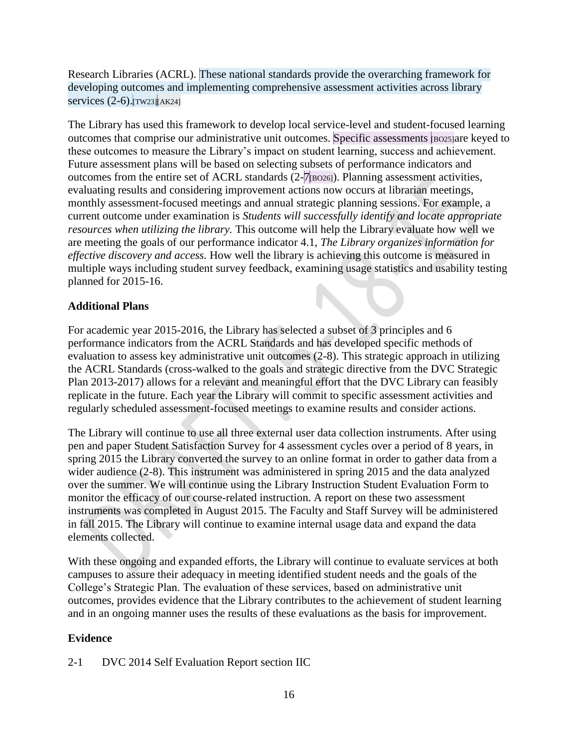Research Libraries (ACRL). These national standards provide the overarching framework for developing outcomes and implementing comprehensive assessment activities across library services (2-6).[TW23][AK24]

The Library has used this framework to develop local service-level and student-focused learning outcomes that comprise our administrative unit outcomes. Specific assessments [BO25]are keyed to these outcomes to measure the Library's impact on student learning, success and achievement. Future assessment plans will be based on selecting subsets of performance indicators and outcomes from the entire set of ACRL standards (2-7[BO26]). Planning assessment activities, evaluating results and considering improvement actions now occurs at librarian meetings, monthly assessment-focused meetings and annual strategic planning sessions. For example, a current outcome under examination is *Students will successfully identify and locate appropriate resources when utilizing the library.* This outcome will help the Library evaluate how well we are meeting the goals of our performance indicator 4.1, *The Library organizes information for effective discovery and access.* How well the library is achieving this outcome is measured in multiple ways including student survey feedback, examining usage statistics and usability testing planned for 2015-16.

**Additional Plans**

For academic year 2015-2016, the Library has selected a subset of 3 principles and 6 performance indicators from the ACRL Standards and has developed specific methods of evaluation to assess key administrative unit outcomes (2-8). This strategic approach in utilizing the ACRL Standards (cross-walked to the goals and strategic directive from the DVC Strategic Plan 2013-2017) allows for a relevant and meaningful effort that the DVC Library can feasibly replicate in the future. Each year the Library will commit to specific assessment activities and regularly scheduled assessment-focused meetings to examine results and consider actions.

The Library will continue to use all three external user data collection instruments. After using pen and paper Student Satisfaction Survey for 4 assessment cycles over a period of 8 years, in spring 2015 the Library converted the survey to an online format in order to gather data from a wider audience (2-8). This instrument was administered in spring 2015 and the data analyzed over the summer. We will continue using the Library Instruction Student Evaluation Form to monitor the efficacy of our course-related instruction. A report on these two assessment instruments was completed in August 2015. The Faculty and Staff Survey will be administered in fall 2015. The Library will continue to examine internal usage data and expand the data elements collected.

With these ongoing and expanded efforts, the Library will continue to evaluate services at both campuses to assure their adequacy in meeting identified student needs and the goals of the College's Strategic Plan. The evaluation of these services, based on administrative unit outcomes, provides evidence that the Library contributes to the achievement of student learning and in an ongoing manner uses the results of these evaluations as the basis for improvement.

**Evidence**

2-1 DVC 2014 Self Evaluation Report section IIC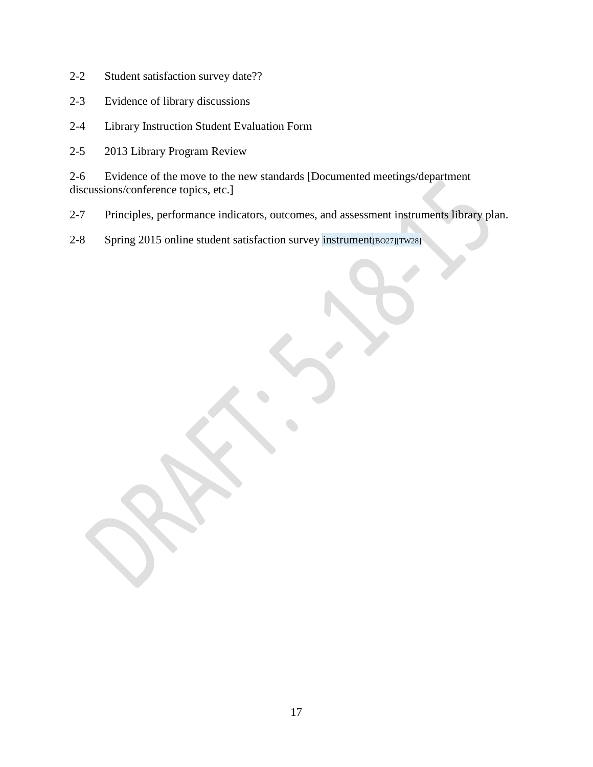2-2 Student satisfaction survey date??

2-3 Evidence of library discussions

2-4 Library Instruction Student Evaluation Form

2-5 2013 Library Program Review

2-6 Evidence of the move to the new standards [Documented meetings/department discussions/conference topics, etc.]

2-7 Principles, performance indicators, outcomes, and assessment instruments library plan.

2-8 Spring 2015 online student satisfaction survey instrument[BO27][TW28]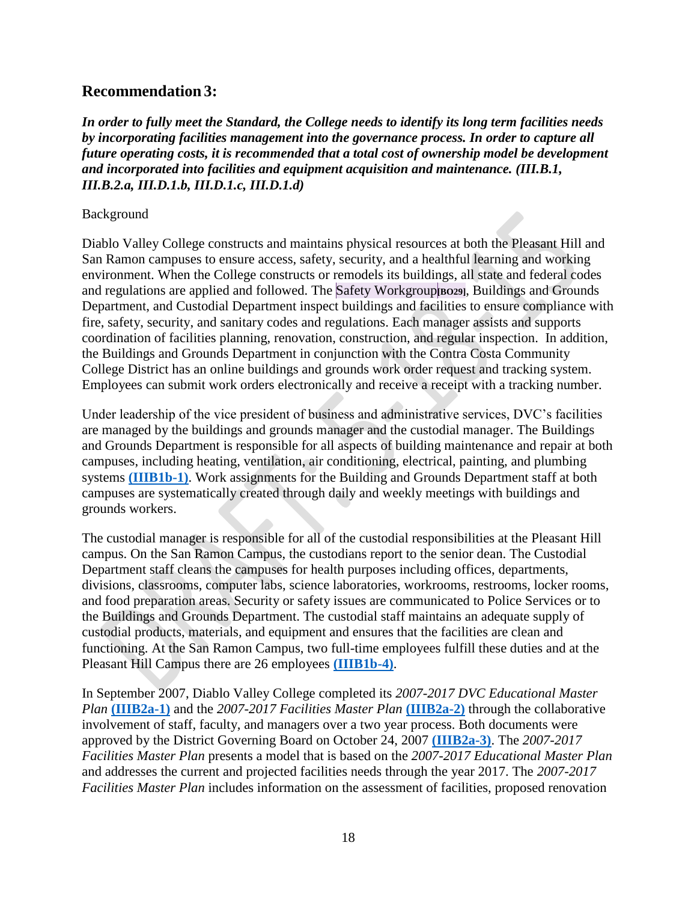## Recommendation 3:

***In order to fully meet the Standard, the College needs to identify its long term facilities needs by incorporating facilities management into the governance process. In order to capture all future operating costs, it is recommended that a total cost of ownership model be development and incorporated into facilities and equipment acquisition and maintenance. (III.B.1, III.B.2.a, III.D.1.b, III.D.1.c, III.D.1.d)***

Background

Diablo Valley College constructs and maintains physical resources at both the Pleasant Hill and San Ramon campuses to ensure access, safety, security, and a healthful learning and working environment. When the College constructs or remodels its buildings, all state and federal codes and regulations are applied and followed. The Safety Workgroup[BO29], Buildings and Grounds Department, and Custodial Department inspect buildings and facilities to ensure compliance with fire, safety, security, and sanitary codes and regulations. Each manager assists and supports coordination of facilities planning, renovation, construction, and regular inspection. In addition, the Buildings and Grounds Department in conjunction with the Contra Costa Community College District has an online buildings and grounds work order request and tracking system. Employees can submit work orders electronically and receive a receipt with a tracking number.

Under leadership of the vice president of business and administrative services, DVC's facilities are managed by the buildings and grounds manager and the custodial manager. The Buildings and Grounds Department is responsible for all aspects of building maintenance and repair at both campuses, including heating, ventilation, air conditioning, electrical, painting, and plumbing systems **(IIIB1b-1)**. Work assignments for the Building and Grounds Department staff at both campuses are systematically created through daily and weekly meetings with buildings and grounds workers.

The custodial manager is responsible for all of the custodial responsibilities at the Pleasant Hill campus. On the San Ramon Campus, the custodians report to the senior dean. The Custodial Department staff cleans the campuses for health purposes including offices, departments, divisions, classrooms, computer labs, science laboratories, workrooms, restrooms, locker rooms, and food preparation areas. Security or safety issues are communicated to Police Services or to the Buildings and Grounds Department. The custodial staff maintains an adequate supply of custodial products, materials, and equipment and ensures that the facilities are clean and functioning. At the San Ramon Campus, two full-time employees fulfill these duties and at the Pleasant Hill Campus there are 26 employees **(IIIB1b-4)**.

In September 2007, Diablo Valley College completed its *2007-2017 DVC Educational Master Plan* **(IIIB2a-1)** and the *2007-2017 Facilities Master Plan* **(IIIB2a-2)** through the collaborative involvement of staff, faculty, and managers over a two year process. Both documents were approved by the District Governing Board on October 24, 2007 **(IIIB2a-3)**. The *2007-2017 Facilities Master Plan* presents a model that is based on the *2007-2017 Educational Master Plan* and addresses the current and projected facilities needs through the year 2017. The *2007-2017 Facilities Master Plan* includes information on the assessment of facilities, proposed renovation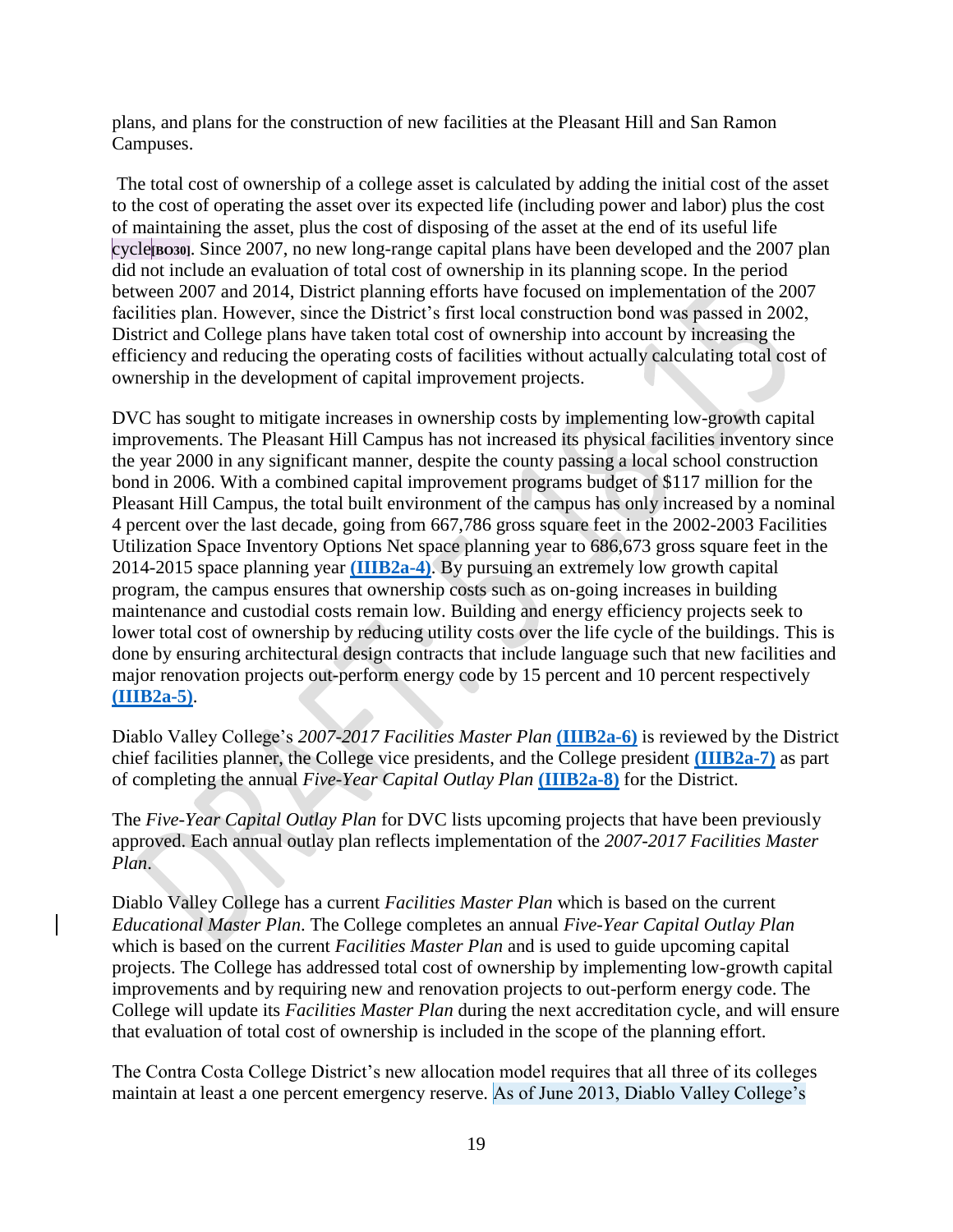plans, and plans for the construction of new facilities at the Pleasant Hill and San Ramon Campuses.

The total cost of ownership of a college asset is calculated by adding the initial cost of the asset to the cost of operating the asset over its expected life (including power and labor) plus the cost of maintaining the asset, plus the cost of disposing of the asset at the end of its useful life cycle[BO30]. Since 2007, no new long-range capital plans have been developed and the 2007 plan did not include an evaluation of total cost of ownership in its planning scope. In the period between 2007 and 2014, District planning efforts have focused on implementation of the 2007 facilities plan. However, since the District's first local construction bond was passed in 2002, District and College plans have taken total cost of ownership into account by increasing the efficiency and reducing the operating costs of facilities without actually calculating total cost of ownership in the development of capital improvement projects.

DVC has sought to mitigate increases in ownership costs by implementing low-growth capital improvements. The Pleasant Hill Campus has not increased its physical facilities inventory since the year 2000 in any significant manner, despite the county passing a local school construction bond in 2006. With a combined capital improvement programs budget of $117 million for the Pleasant Hill Campus, the total built environment of the campus has only increased by a nominal 4 percent over the last decade, going from 667,786 gross square feet in the 2002-2003 Facilities Utilization Space Inventory Options Net space planning year to 686,673 gross square feet in the 2014-2015 space planning year **(IIIB2a-4)**. By pursuing an extremely low growth capital program, the campus ensures that ownership costs such as on-going increases in building maintenance and custodial costs remain low. Building and energy efficiency projects seek to lower total cost of ownership by reducing utility costs over the life cycle of the buildings. This is done by ensuring architectural design contracts that include language such that new facilities and major renovation projects out-perform energy code by 15 percent and 10 percent respectively **(IIIB2a-5)**.

Diablo Valley College's *2007-2017 Facilities Master Plan* **(IIIB2a-6)** is reviewed by the District chief facilities planner, the College vice presidents, and the College president **(IIIB2a-7)** as part of completing the annual *Five-Year Capital Outlay Plan* **(IIIB2a-8)** for the District.

The *Five-Year Capital Outlay Plan* for DVC lists upcoming projects that have been previously approved. Each annual outlay plan reflects implementation of the *2007-2017 Facilities Master Plan*.

Diablo Valley College has a current *Facilities Master Plan* which is based on the current *Educational Master Plan*. The College completes an annual *Five-Year Capital Outlay Plan* which is based on the current *Facilities Master Plan* and is used to guide upcoming capital projects. The College has addressed total cost of ownership by implementing low-growth capital improvements and by requiring new and renovation projects to out-perform energy code. The College will update its *Facilities Master Plan* during the next accreditation cycle, and will ensure that evaluation of total cost of ownership is included in the scope of the planning effort.

The Contra Costa College District's new allocation model requires that all three of its colleges maintain at least a one percent emergency reserve. As of June 2013, Diablo Valley College's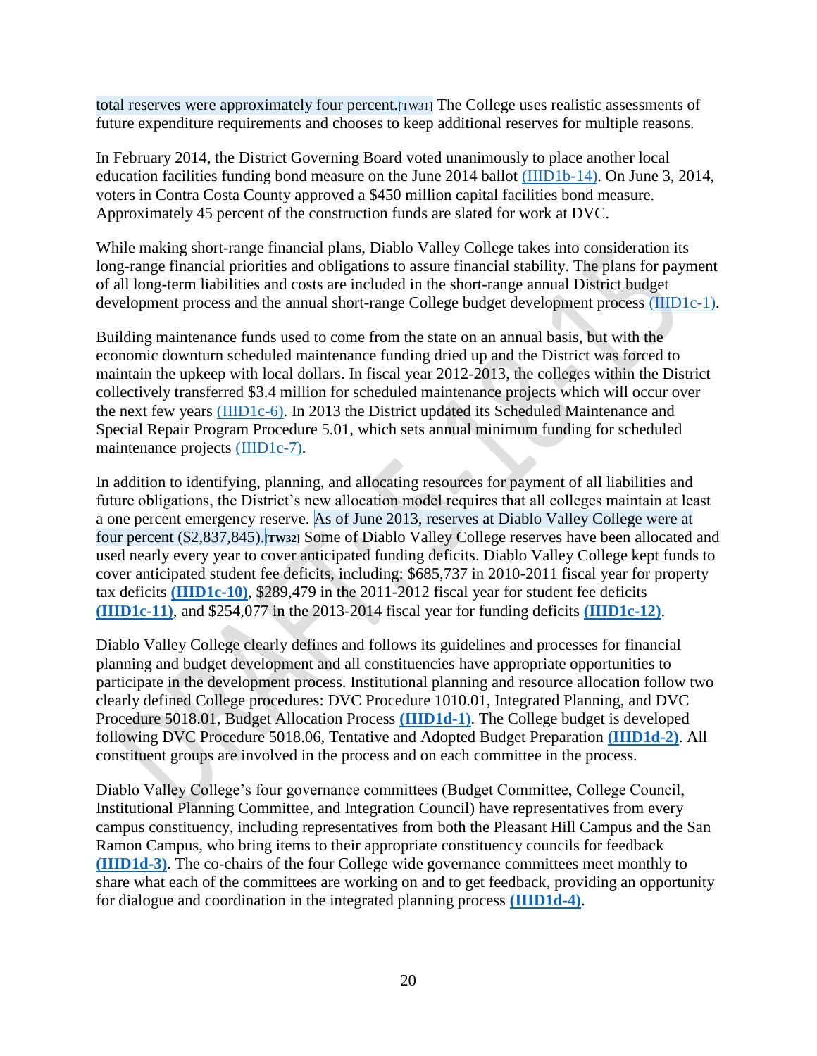total reserves were approximately four percent.[TW31] The College uses realistic assessments of future expenditure requirements and chooses to keep additional reserves for multiple reasons.

In February 2014, the District Governing Board voted unanimously to place another local education facilities funding bond measure on the June 2014 ballot (IIID1b-14). On June 3, 2014, voters in Contra Costa County approved a $450 million capital facilities bond measure. Approximately 45 percent of the construction funds are slated for work at DVC.

While making short-range financial plans, Diablo Valley College takes into consideration its long-range financial priorities and obligations to assure financial stability. The plans for payment of all long-term liabilities and costs are included in the short-range annual District budget development process and the annual short-range College budget development process (IIID1c-1).

Building maintenance funds used to come from the state on an annual basis, but with the economic downturn scheduled maintenance funding dried up and the District was forced to maintain the upkeep with local dollars. In fiscal year 2012-2013, the colleges within the District collectively transferred $3.4 million for scheduled maintenance projects which will occur over the next few years (IIID1c-6). In 2013 the District updated its Scheduled Maintenance and Special Repair Program Procedure 5.01, which sets annual minimum funding for scheduled maintenance projects (IIID1c-7).

In addition to identifying, planning, and allocating resources for payment of all liabilities and future obligations, the District's new allocation model requires that all colleges maintain at least a one percent emergency reserve. As of June 2013, reserves at Diablo Valley College were at four percent ($2,837,845).[TW32] Some of Diablo Valley College reserves have been allocated and used nearly every year to cover anticipated funding deficits. Diablo Valley College kept funds to cover anticipated student fee deficits, including: $685,737 in 2010-2011 fiscal year for property tax deficits **(IIID1c-10)**, $289,479 in the 2011-2012 fiscal year for student fee deficits **(IIID1c-11)**, and $254,077 in the 2013-2014 fiscal year for funding deficits **(IIID1c-12)**.

Diablo Valley College clearly defines and follows its guidelines and processes for financial planning and budget development and all constituencies have appropriate opportunities to participate in the development process. Institutional planning and resource allocation follow two clearly defined College procedures: DVC Procedure 1010.01, Integrated Planning, and DVC Procedure 5018.01, Budget Allocation Process **(IIID1d-1)**. The College budget is developed following DVC Procedure 5018.06, Tentative and Adopted Budget Preparation **(IIID1d-2)**. All constituent groups are involved in the process and on each committee in the process.

Diablo Valley College's four governance committees (Budget Committee, College Council, Institutional Planning Committee, and Integration Council) have representatives from every campus constituency, including representatives from both the Pleasant Hill Campus and the San Ramon Campus, who bring items to their appropriate constituency councils for feedback **(IIID1d-3)**. The co-chairs of the four College wide governance committees meet monthly to share what each of the committees are working on and to get feedback, providing an opportunity for dialogue and coordination in the integrated planning process **(IIID1d-4)**.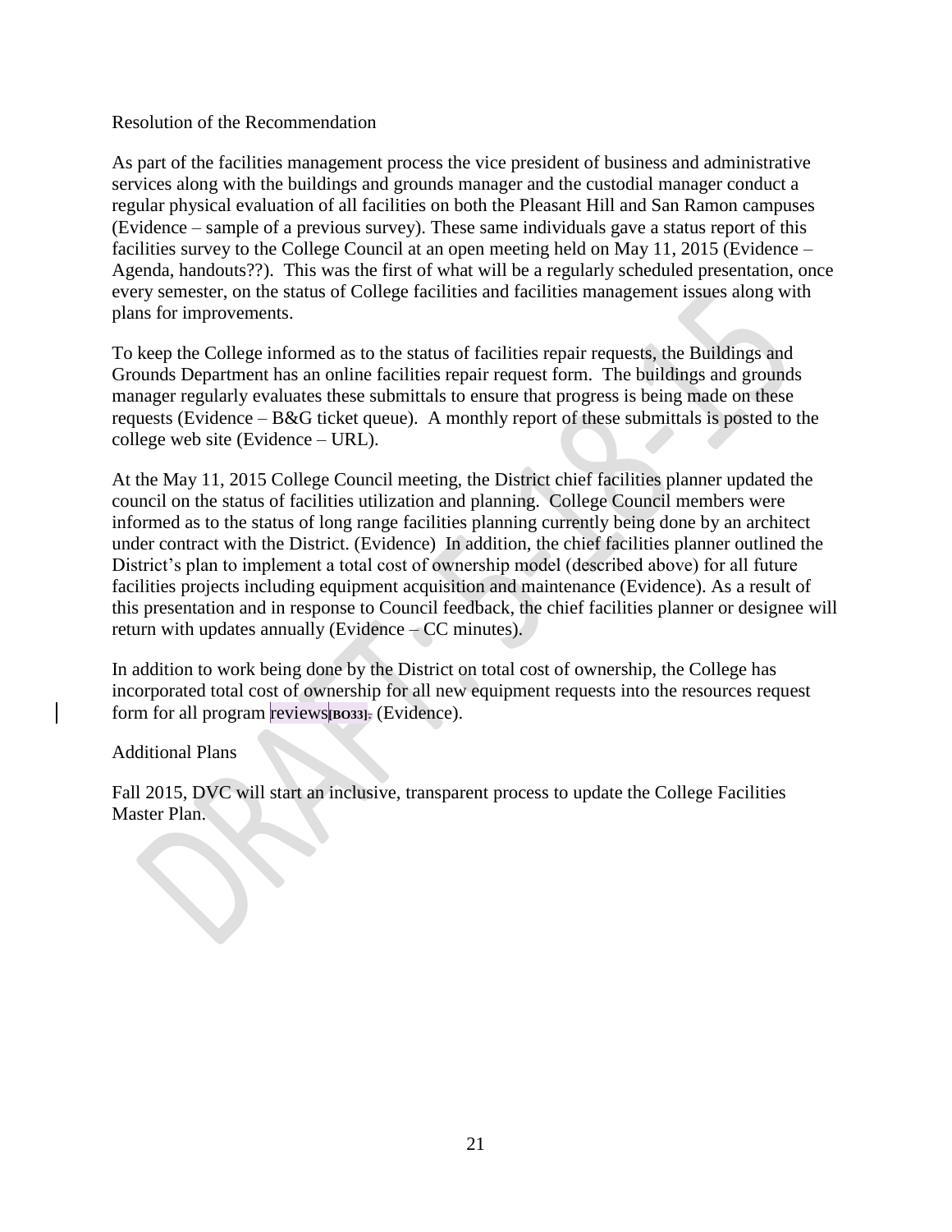Resolution of the Recommendation

As part of the facilities management process the vice president of business and administrative services along with the buildings and grounds manager and the custodial manager conduct a regular physical evaluation of all facilities on both the Pleasant Hill and San Ramon campuses (Evidence – sample of a previous survey). These same individuals gave a status report of this facilities survey to the College Council at an open meeting held on May 11, 2015 (Evidence – Agenda, handouts??). This was the first of what will be a regularly scheduled presentation, once every semester, on the status of College facilities and facilities management issues along with plans for improvements.

To keep the College informed as to the status of facilities repair requests, the Buildings and Grounds Department has an online facilities repair request form. The buildings and grounds manager regularly evaluates these submittals to ensure that progress is being made on these requests (Evidence – B&G ticket queue). A monthly report of these submittals is posted to the college web site (Evidence – URL).

At the May 11, 2015 College Council meeting, the District chief facilities planner updated the council on the status of facilities utilization and planning. College Council members were informed as to the status of long range facilities planning currently being done by an architect under contract with the District. (Evidence) In addition, the chief facilities planner outlined the District's plan to implement a total cost of ownership model (described above) for all future facilities projects including equipment acquisition and maintenance (Evidence). As a result of this presentation and in response to Council feedback, the chief facilities planner or designee will return with updates annually (Evidence – CC minutes).

In addition to work being done by the District on total cost of ownership, the College has incorporated total cost of ownership for all new equipment requests into the resources request form for all program reviews[BO33]. (Evidence).

Additional Plans

Fall 2015, DVC will start an inclusive, transparent process to update the College Facilities Master Plan.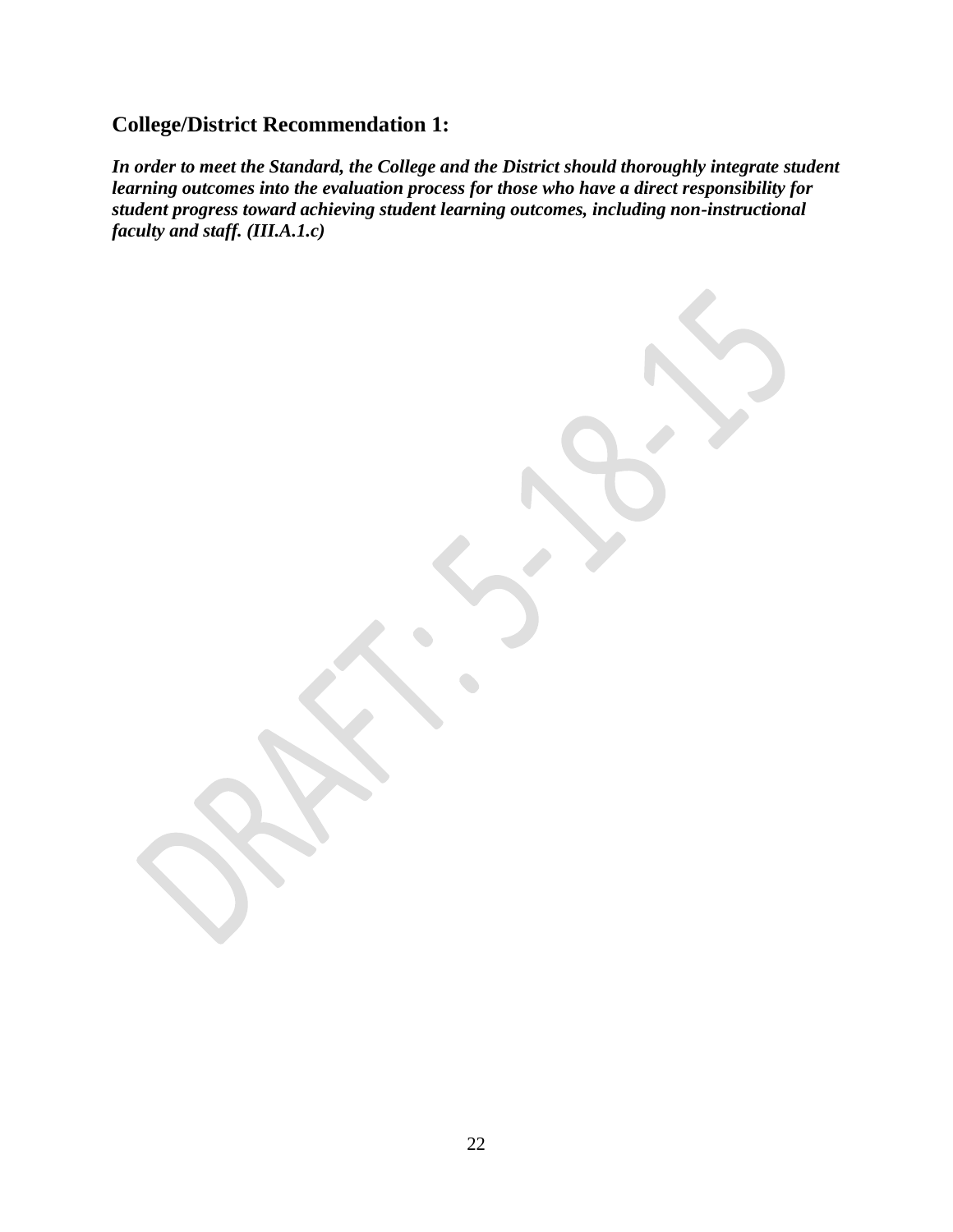## College/District Recommendation 1:

***In order to meet the Standard, the College and the District should thoroughly integrate student learning outcomes into the evaluation process for those who have a direct responsibility for student progress toward achieving student learning outcomes, including non-instructional faculty and staff. (III.A.1.c)***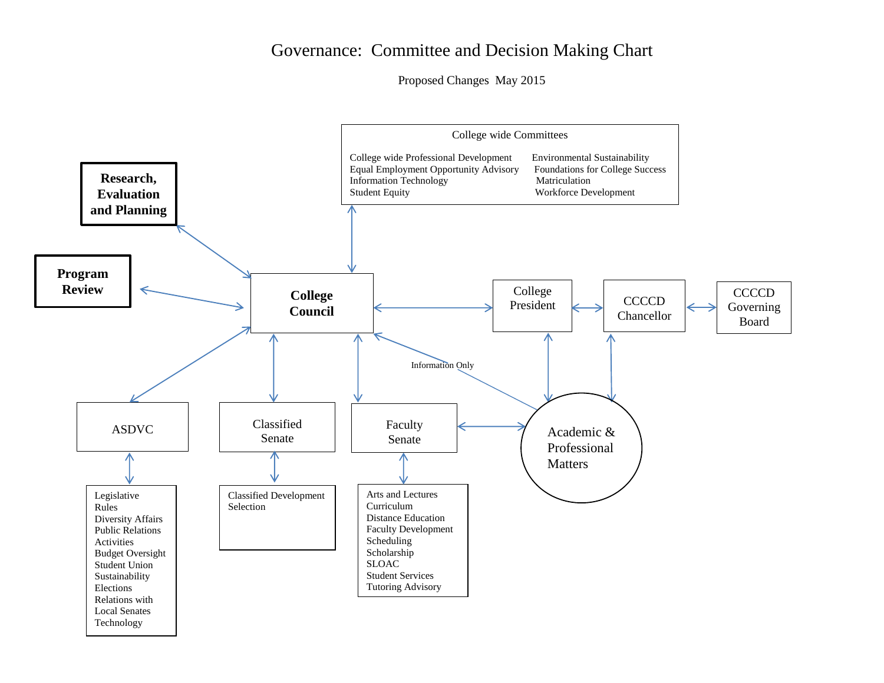# Governance: Committee and Decision Making Chart

Proposed Changes May 2015

College wide Committees

College wide Professional Development
Equal Employment Opportunity Advisory
Information Technology
Student Equity
Environmental Sustainability
Foundations for College Success
Matriculation
Workforce Development

**Research, Evaluation and Planning**

**Program Review**

**College Council**

College President

CCCCD Chancellor

CCCCD Governing Board

Information Only

ASDVC

Classified Senate

Faculty Senate

Academic & Professional Matters

Legislative
Rules
Diversity Affairs
Public Relations
Activities
Budget Oversight
Student Union
Sustainability
Elections
Relations with Local Senates
Technology

Classified Development
Selection

Arts and Lectures
Curriculum
Distance Education
Faculty Development
Scheduling
Scholarship
SLOAC
Student Services
Tutoring Advisory